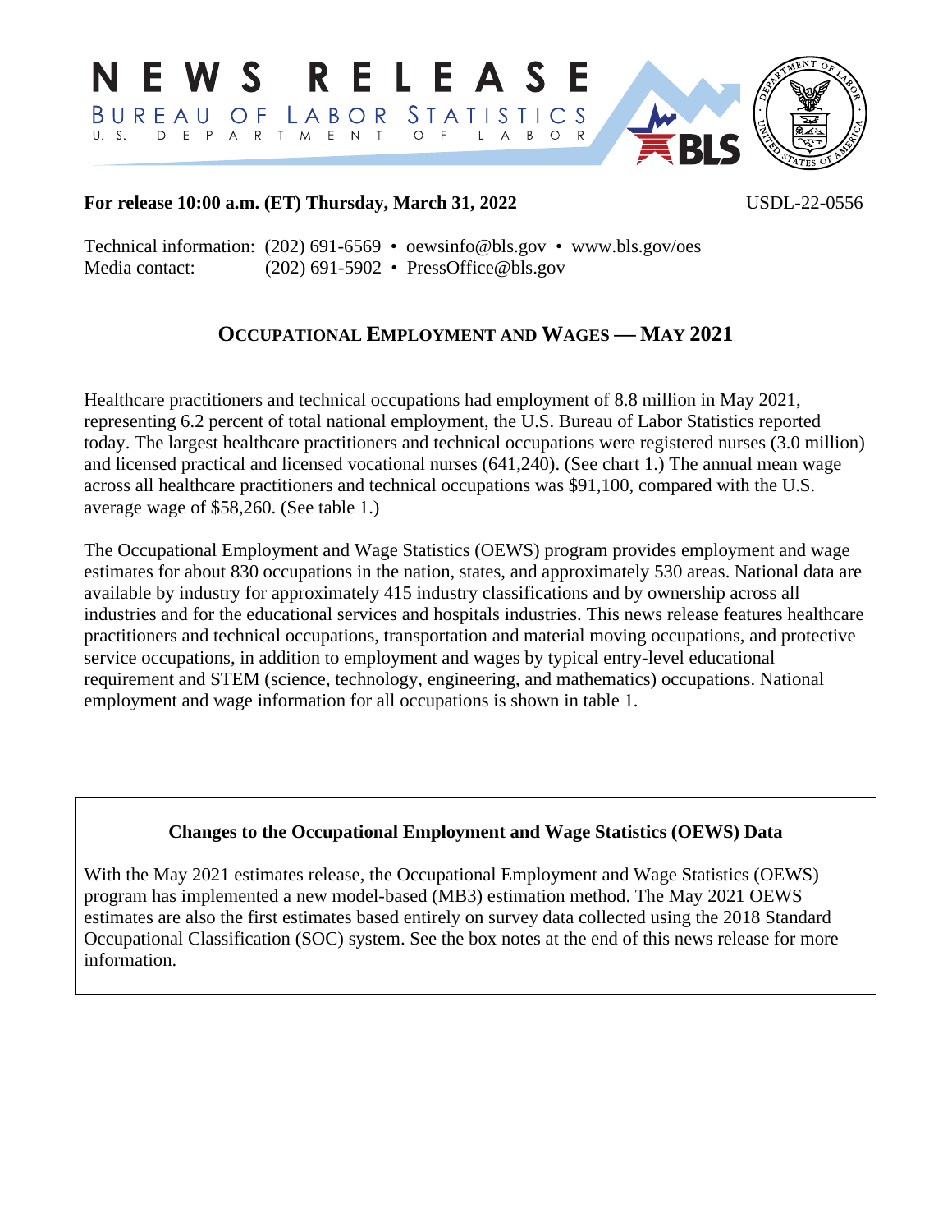# NEWS RELEASE

**BUREAU OF LABOR STATISTICS**
U. S. DEPARTMENT OF LABOR

**For release 10:00 a.m. (ET) Thursday, March 31, 2022** USDL-22-0556

Technical information: (202) 691-6569 • oewsinfo@bls.gov • www.bls.gov/oes
Media contact: (202) 691-5902 • PressOffice@bls.gov

## OCCUPATIONAL EMPLOYMENT AND WAGES — MAY 2021

Healthcare practitioners and technical occupations had employment of 8.8 million in May 2021, representing 6.2 percent of total national employment, the U.S. Bureau of Labor Statistics reported today. The largest healthcare practitioners and technical occupations were registered nurses (3.0 million) and licensed practical and licensed vocational nurses (641,240). (See chart 1.) The annual mean wage across all healthcare practitioners and technical occupations was $91,100, compared with the U.S. average wage of $58,260. (See table 1.)

The Occupational Employment and Wage Statistics (OEWS) program provides employment and wage estimates for about 830 occupations in the nation, states, and approximately 530 areas. National data are available by industry for approximately 415 industry classifications and by ownership across all industries and for the educational services and hospitals industries. This news release features healthcare practitioners and technical occupations, transportation and material moving occupations, and protective service occupations, in addition to employment and wages by typical entry-level educational requirement and STEM (science, technology, engineering, and mathematics) occupations. National employment and wage information for all occupations is shown in table 1.

### Changes to the Occupational Employment and Wage Statistics (OEWS) Data

With the May 2021 estimates release, the Occupational Employment and Wage Statistics (OEWS) program has implemented a new model-based (MB3) estimation method. The May 2021 OEWS estimates are also the first estimates based entirely on survey data collected using the 2018 Standard Occupational Classification (SOC) system. See the box notes at the end of this news release for more information.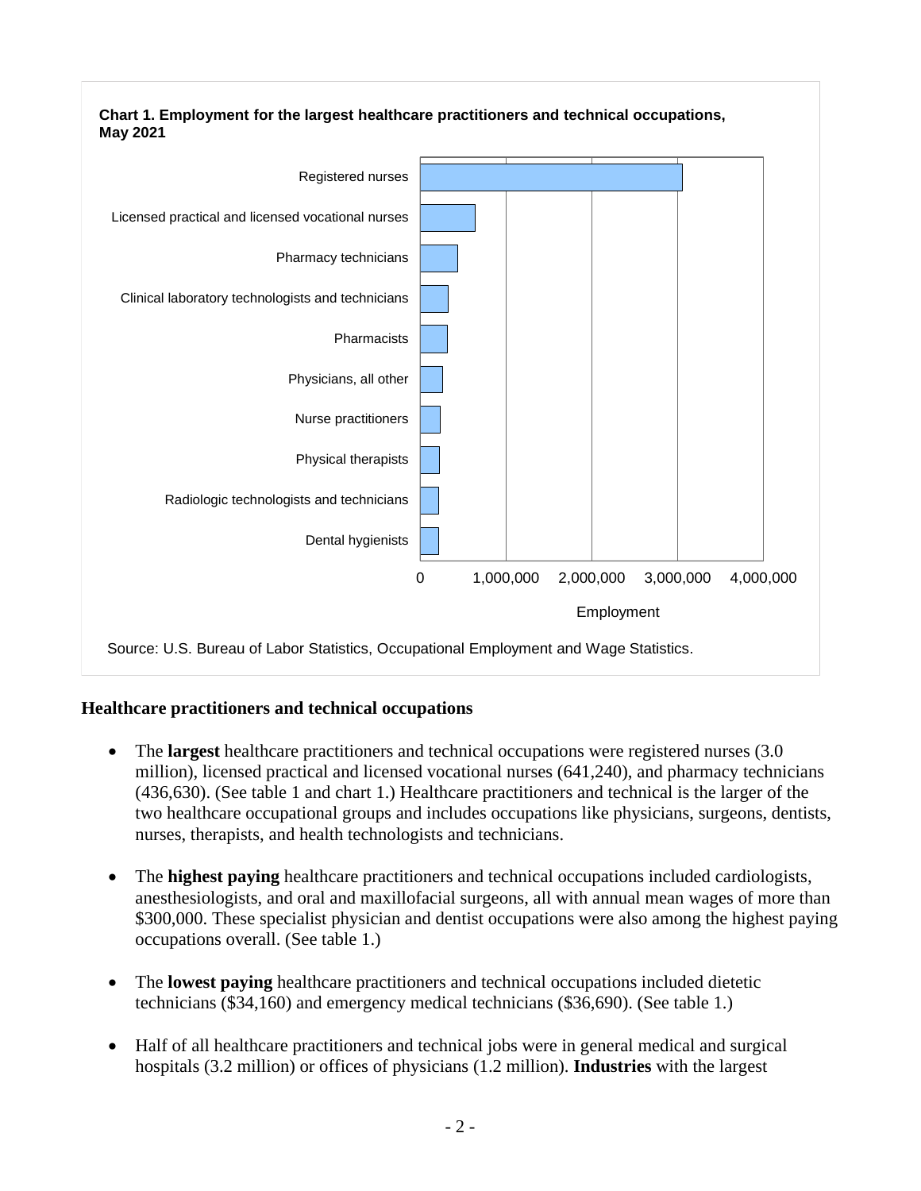**Chart 1. Employment for the largest healthcare practitioners and technical occupations, May 2021**

| Occupation |
|---|
| Registered nurses |
| Licensed practical and licensed vocational nurses |
| Pharmacy technicians |
| Clinical laboratory technologists and technicians |
| Pharmacists |
| Physicians, all other |
| Nurse practitioners |
| Physical therapists |
| Radiologic technologists and technicians |
| Dental hygienists |

Employment: 0, 1,000,000, 2,000,000, 3,000,000, 4,000,000

Source: U.S. Bureau of Labor Statistics, Occupational Employment and Wage Statistics.

### Healthcare practitioners and technical occupations

- The **largest** healthcare practitioners and technical occupations were registered nurses (3.0 million), licensed practical and licensed vocational nurses (641,240), and pharmacy technicians (436,630). (See table 1 and chart 1.) Healthcare practitioners and technical is the larger of the two healthcare occupational groups and includes occupations like physicians, surgeons, dentists, nurses, therapists, and health technologists and technicians.

- The **highest paying** healthcare practitioners and technical occupations included cardiologists, anesthesiologists, and oral and maxillofacial surgeons, all with annual mean wages of more than $300,000. These specialist physician and dentist occupations were also among the highest paying occupations overall. (See table 1.)

- The **lowest paying** healthcare practitioners and technical occupations included dietetic technicians ($34,160) and emergency medical technicians ($36,690). (See table 1.)

- Half of all healthcare practitioners and technical jobs were in general medical and surgical hospitals (3.2 million) or offices of physicians (1.2 million). **Industries** with the largest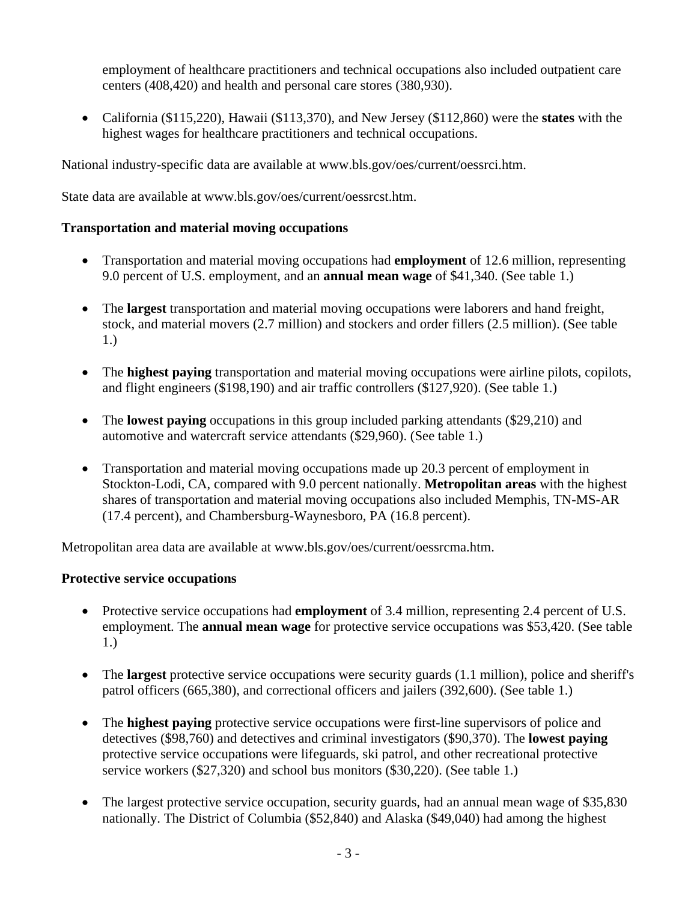employment of healthcare practitioners and technical occupations also included outpatient care centers (408,420) and health and personal care stores (380,930).

- California ($115,220), Hawaii ($113,370), and New Jersey ($112,860) were the **states** with the highest wages for healthcare practitioners and technical occupations.

National industry-specific data are available at www.bls.gov/oes/current/oessrci.htm.

State data are available at www.bls.gov/oes/current/oessrcst.htm.

**Transportation and material moving occupations**

- Transportation and material moving occupations had **employment** of 12.6 million, representing 9.0 percent of U.S. employment, and an **annual mean wage** of $41,340. (See table 1.)
- The **largest** transportation and material moving occupations were laborers and hand freight, stock, and material movers (2.7 million) and stockers and order fillers (2.5 million). (See table 1.)
- The **highest paying** transportation and material moving occupations were airline pilots, copilots, and flight engineers ($198,190) and air traffic controllers ($127,920). (See table 1.)
- The **lowest paying** occupations in this group included parking attendants ($29,210) and automotive and watercraft service attendants ($29,960). (See table 1.)
- Transportation and material moving occupations made up 20.3 percent of employment in Stockton-Lodi, CA, compared with 9.0 percent nationally. **Metropolitan areas** with the highest shares of transportation and material moving occupations also included Memphis, TN-MS-AR (17.4 percent), and Chambersburg-Waynesboro, PA (16.8 percent).

Metropolitan area data are available at www.bls.gov/oes/current/oessrcma.htm.

**Protective service occupations**

- Protective service occupations had **employment** of 3.4 million, representing 2.4 percent of U.S. employment. The **annual mean wage** for protective service occupations was $53,420. (See table 1.)
- The **largest** protective service occupations were security guards (1.1 million), police and sheriff's patrol officers (665,380), and correctional officers and jailers (392,600). (See table 1.)
- The **highest paying** protective service occupations were first-line supervisors of police and detectives ($98,760) and detectives and criminal investigators ($90,370). The **lowest paying** protective service occupations were lifeguards, ski patrol, and other recreational protective service workers ($27,320) and school bus monitors ($30,220). (See table 1.)
- The largest protective service occupation, security guards, had an annual mean wage of $35,830 nationally. The District of Columbia ($52,840) and Alaska ($49,040) had among the highest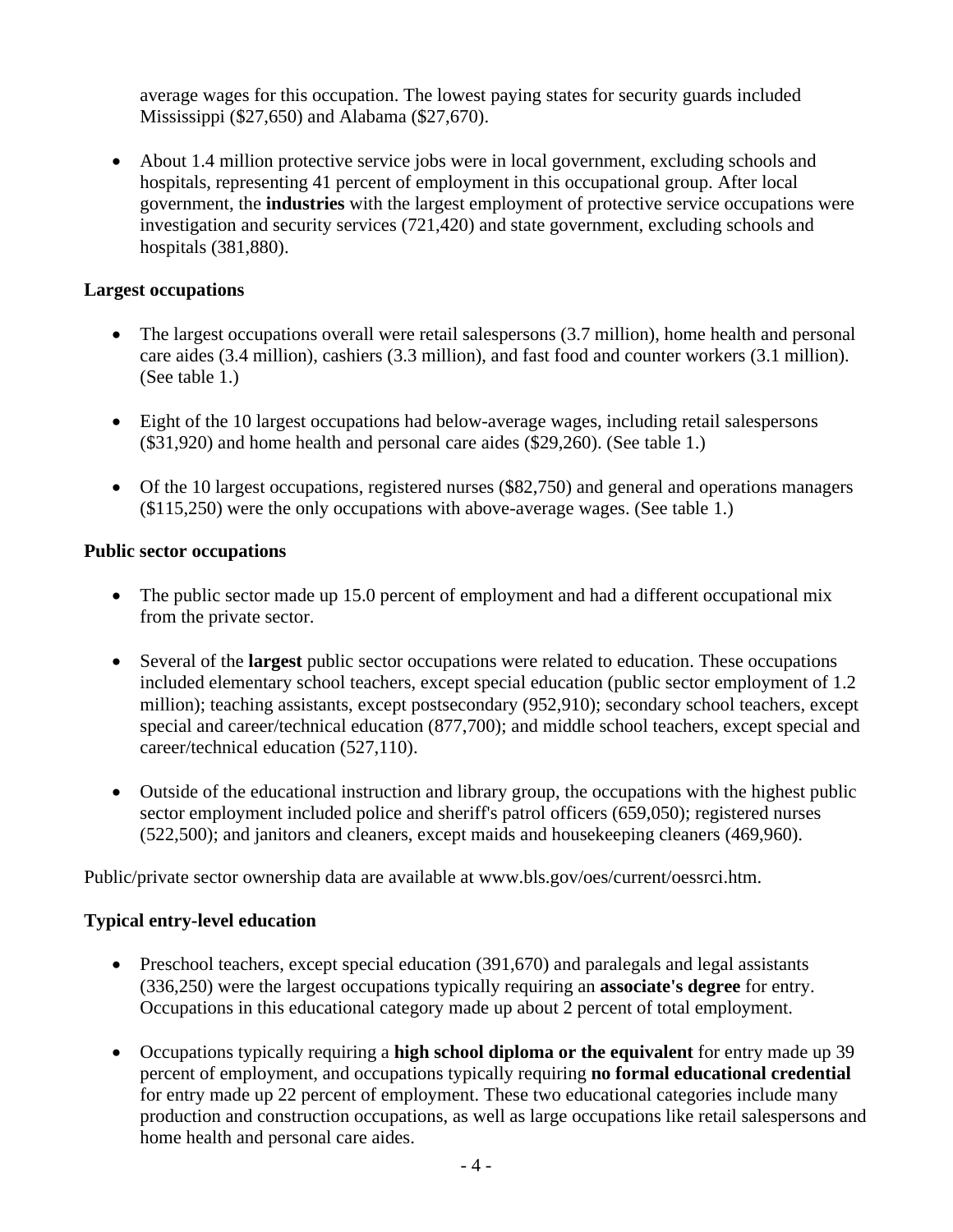average wages for this occupation. The lowest paying states for security guards included Mississippi ($27,650) and Alabama ($27,670).

- About 1.4 million protective service jobs were in local government, excluding schools and hospitals, representing 41 percent of employment in this occupational group. After local government, the **industries** with the largest employment of protective service occupations were investigation and security services (721,420) and state government, excluding schools and hospitals (381,880).

**Largest occupations**

- The largest occupations overall were retail salespersons (3.7 million), home health and personal care aides (3.4 million), cashiers (3.3 million), and fast food and counter workers (3.1 million). (See table 1.)

- Eight of the 10 largest occupations had below-average wages, including retail salespersons ($31,920) and home health and personal care aides ($29,260). (See table 1.)

- Of the 10 largest occupations, registered nurses ($82,750) and general and operations managers ($115,250) were the only occupations with above-average wages. (See table 1.)

**Public sector occupations**

- The public sector made up 15.0 percent of employment and had a different occupational mix from the private sector.

- Several of the **largest** public sector occupations were related to education. These occupations included elementary school teachers, except special education (public sector employment of 1.2 million); teaching assistants, except postsecondary (952,910); secondary school teachers, except special and career/technical education (877,700); and middle school teachers, except special and career/technical education (527,110).

- Outside of the educational instruction and library group, the occupations with the highest public sector employment included police and sheriff's patrol officers (659,050); registered nurses (522,500); and janitors and cleaners, except maids and housekeeping cleaners (469,960).

Public/private sector ownership data are available at www.bls.gov/oes/current/oessrci.htm.

**Typical entry-level education**

- Preschool teachers, except special education (391,670) and paralegals and legal assistants (336,250) were the largest occupations typically requiring an **associate's degree** for entry. Occupations in this educational category made up about 2 percent of total employment.

- Occupations typically requiring a **high school diploma or the equivalent** for entry made up 39 percent of employment, and occupations typically requiring **no formal educational credential** for entry made up 22 percent of employment. These two educational categories include many production and construction occupations, as well as large occupations like retail salespersons and home health and personal care aides.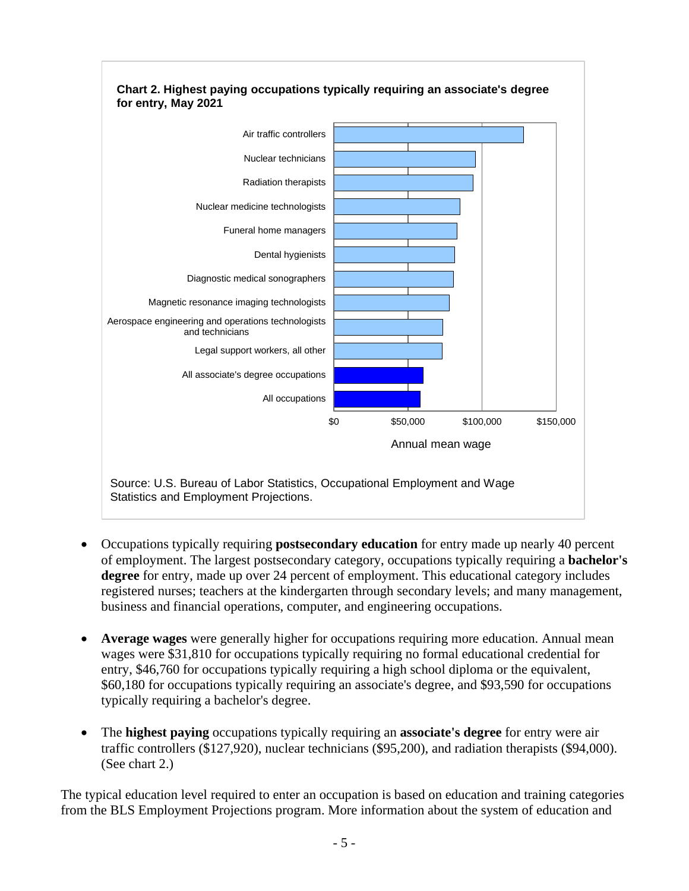**Chart 2. Highest paying occupations typically requiring an associate's degree for entry, May 2021**

Air traffic controllers
Nuclear technicians
Radiation therapists
Nuclear medicine technologists
Funeral home managers
Dental hygienists
Diagnostic medical sonographers
Magnetic resonance imaging technologists
Aerospace engineering and operations technologists and technicians
Legal support workers, all other
All associate's degree occupations
All occupations

$0 $50,000 $100,000 $150,000

Annual mean wage

Source: U.S. Bureau of Labor Statistics, Occupational Employment and Wage Statistics and Employment Projections.

- Occupations typically requiring **postsecondary education** for entry made up nearly 40 percent of employment. The largest postsecondary category, occupations typically requiring a **bachelor's degree** for entry, made up over 24 percent of employment. This educational category includes registered nurses; teachers at the kindergarten through secondary levels; and many management, business and financial operations, computer, and engineering occupations.

- **Average wages** were generally higher for occupations requiring more education. Annual mean wages were $31,810 for occupations typically requiring no formal educational credential for entry, $46,760 for occupations typically requiring a high school diploma or the equivalent, $60,180 for occupations typically requiring an associate's degree, and $93,590 for occupations typically requiring a bachelor's degree.

- The **highest paying** occupations typically requiring an **associate's degree** for entry were air traffic controllers ($127,920), nuclear technicians ($95,200), and radiation therapists ($94,000). (See chart 2.)

The typical education level required to enter an occupation is based on education and training categories from the BLS Employment Projections program. More information about the system of education and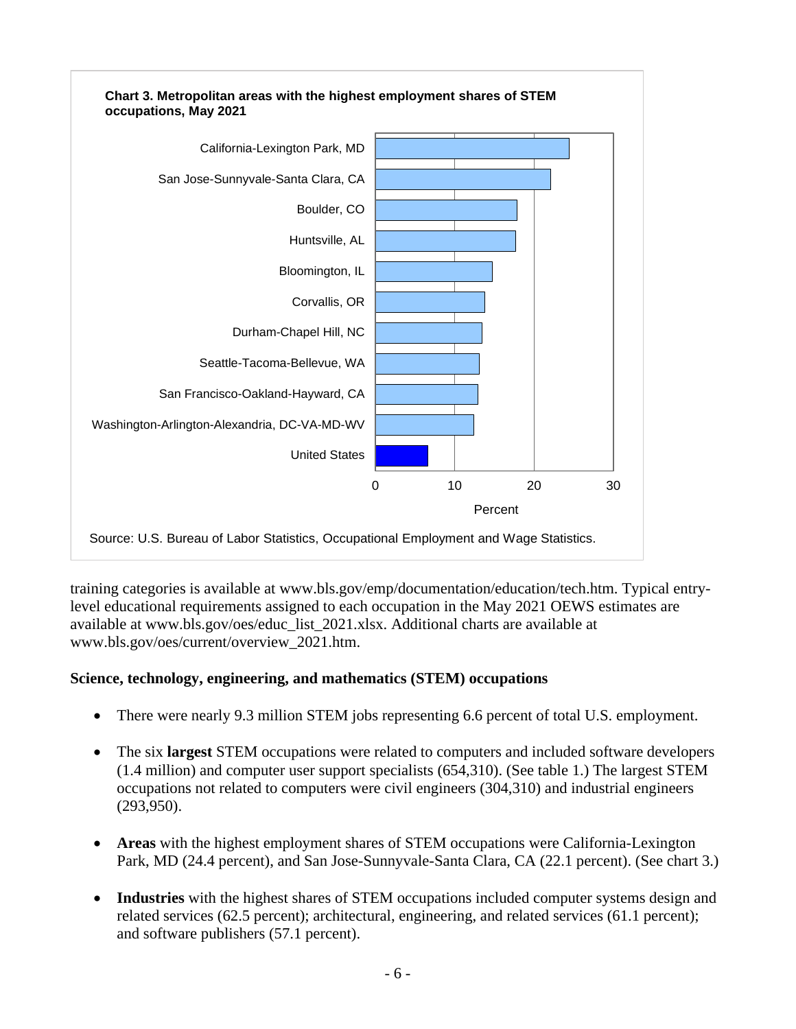**Chart 3. Metropolitan areas with the highest employment shares of STEM occupations, May 2021**

| Area | Percent |
|---|---|
| California-Lexington Park, MD | 24.4 |
| San Jose-Sunnyvale-Santa Clara, CA | 22.1 |
| Boulder, CO | |
| Huntsville, AL | |
| Bloomington, IL | |
| Corvallis, OR | |
| Durham-Chapel Hill, NC | |
| Seattle-Tacoma-Bellevue, WA | |
| San Francisco-Oakland-Hayward, CA | |
| Washington-Arlington-Alexandria, DC-VA-MD-WV | |
| United States | 6.6 |

Source: U.S. Bureau of Labor Statistics, Occupational Employment and Wage Statistics.

training categories is available at www.bls.gov/emp/documentation/education/tech.htm. Typical entry-level educational requirements assigned to each occupation in the May 2021 OEWS estimates are available at www.bls.gov/oes/educ_list_2021.xlsx. Additional charts are available at www.bls.gov/oes/current/overview_2021.htm.

**Science, technology, engineering, and mathematics (STEM) occupations**

- There were nearly 9.3 million STEM jobs representing 6.6 percent of total U.S. employment.
- The six **largest** STEM occupations were related to computers and included software developers (1.4 million) and computer user support specialists (654,310). (See table 1.) The largest STEM occupations not related to computers were civil engineers (304,310) and industrial engineers (293,950).
- **Areas** with the highest employment shares of STEM occupations were California-Lexington Park, MD (24.4 percent), and San Jose-Sunnyvale-Santa Clara, CA (22.1 percent). (See chart 3.)
- **Industries** with the highest shares of STEM occupations included computer systems design and related services (62.5 percent); architectural, engineering, and related services (61.1 percent); and software publishers (57.1 percent).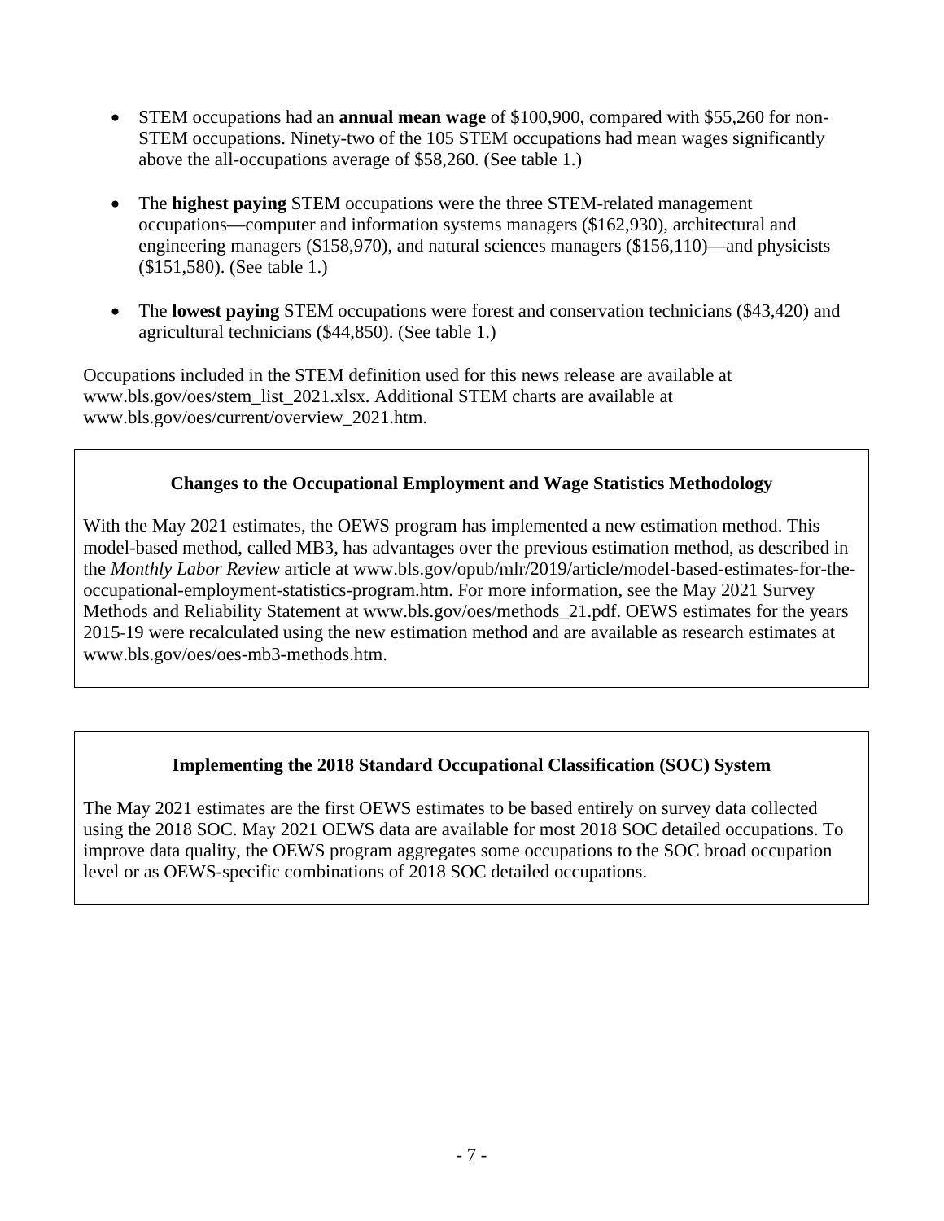- STEM occupations had an **annual mean wage** of $100,900, compared with $55,260 for non-STEM occupations. Ninety-two of the 105 STEM occupations had mean wages significantly above the all-occupations average of $58,260. (See table 1.)

- The **highest paying** STEM occupations were the three STEM-related management occupations—computer and information systems managers ($162,930), architectural and engineering managers ($158,970), and natural sciences managers ($156,110)—and physicists ($151,580). (See table 1.)

- The **lowest paying** STEM occupations were forest and conservation technicians ($43,420) and agricultural technicians ($44,850). (See table 1.)

Occupations included in the STEM definition used for this news release are available at www.bls.gov/oes/stem_list_2021.xlsx. Additional STEM charts are available at www.bls.gov/oes/current/overview_2021.htm.

### Changes to the Occupational Employment and Wage Statistics Methodology

With the May 2021 estimates, the OEWS program has implemented a new estimation method. This model-based method, called MB3, has advantages over the previous estimation method, as described in the *Monthly Labor Review* article at www.bls.gov/opub/mlr/2019/article/model-based-estimates-for-the-occupational-employment-statistics-program.htm. For more information, see the May 2021 Survey Methods and Reliability Statement at www.bls.gov/oes/methods_21.pdf. OEWS estimates for the years 2015-19 were recalculated using the new estimation method and are available as research estimates at www.bls.gov/oes/oes-mb3-methods.htm.

### Implementing the 2018 Standard Occupational Classification (SOC) System

The May 2021 estimates are the first OEWS estimates to be based entirely on survey data collected using the 2018 SOC. May 2021 OEWS data are available for most 2018 SOC detailed occupations. To improve data quality, the OEWS program aggregates some occupations to the SOC broad occupation level or as OEWS-specific combinations of 2018 SOC detailed occupations.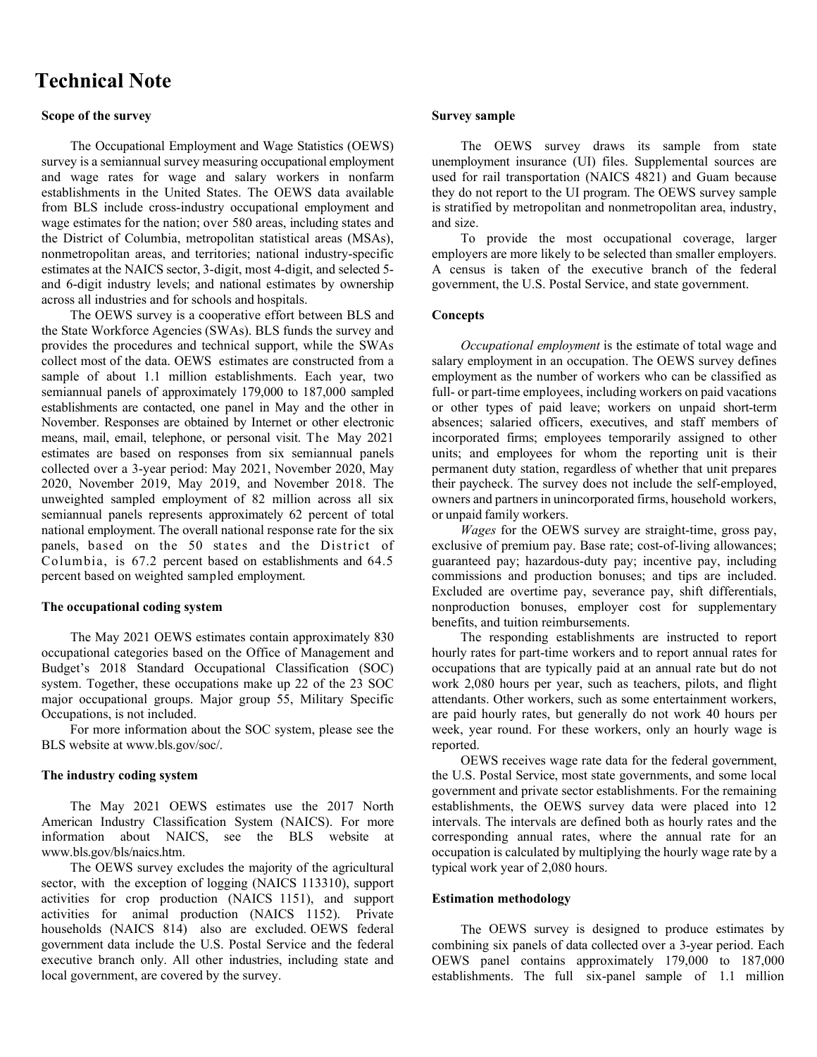# Technical Note

### Scope of the survey

The Occupational Employment and Wage Statistics (OEWS) survey is a semiannual survey measuring occupational employment and wage rates for wage and salary workers in nonfarm establishments in the United States. The OEWS data available from BLS include cross-industry occupational employment and wage estimates for the nation; over 580 areas, including states and the District of Columbia, metropolitan statistical areas (MSAs), nonmetropolitan areas, and territories; national industry-specific estimates at the NAICS sector, 3-digit, most 4-digit, and selected 5- and 6-digit industry levels; and national estimates by ownership across all industries and for schools and hospitals.

The OEWS survey is a cooperative effort between BLS and the State Workforce Agencies (SWAs). BLS funds the survey and provides the procedures and technical support, while the SWAs collect most of the data. OEWS estimates are constructed from a sample of about 1.1 million establishments. Each year, two semiannual panels of approximately 179,000 to 187,000 sampled establishments are contacted, one panel in May and the other in November. Responses are obtained by Internet or other electronic means, mail, email, telephone, or personal visit. The May 2021 estimates are based on responses from six semiannual panels collected over a 3-year period: May 2021, November 2020, May 2020, November 2019, May 2019, and November 2018. The unweighted sampled employment of 82 million across all six semiannual panels represents approximately 62 percent of total national employment. The overall national response rate for the six panels, based on the 50 states and the District of Columbia, is 67.2 percent based on establishments and 64.5 percent based on weighted sampled employment.

### The occupational coding system

The May 2021 OEWS estimates contain approximately 830 occupational categories based on the Office of Management and Budget's 2018 Standard Occupational Classification (SOC) system. Together, these occupations make up 22 of the 23 SOC major occupational groups. Major group 55, Military Specific Occupations, is not included.

For more information about the SOC system, please see the BLS website at www.bls.gov/soc/.

### The industry coding system

The May 2021 OEWS estimates use the 2017 North American Industry Classification System (NAICS). For more information about NAICS, see the BLS website at www.bls.gov/bls/naics.htm.

The OEWS survey excludes the majority of the agricultural sector, with the exception of logging (NAICS 113310), support activities for crop production (NAICS 1151), and support activities for animal production (NAICS 1152). Private households (NAICS 814) also are excluded. OEWS federal government data include the U.S. Postal Service and the federal executive branch only. All other industries, including state and local government, are covered by the survey.

### Survey sample

The OEWS survey draws its sample from state unemployment insurance (UI) files. Supplemental sources are used for rail transportation (NAICS 4821) and Guam because they do not report to the UI program. The OEWS survey sample is stratified by metropolitan and nonmetropolitan area, industry, and size.

To provide the most occupational coverage, larger employers are more likely to be selected than smaller employers. A census is taken of the executive branch of the federal government, the U.S. Postal Service, and state government.

### Concepts

*Occupational employment* is the estimate of total wage and salary employment in an occupation. The OEWS survey defines employment as the number of workers who can be classified as full- or part-time employees, including workers on paid vacations or other types of paid leave; workers on unpaid short-term absences; salaried officers, executives, and staff members of incorporated firms; employees temporarily assigned to other units; and employees for whom the reporting unit is their permanent duty station, regardless of whether that unit prepares their paycheck. The survey does not include the self-employed, owners and partners in unincorporated firms, household workers, or unpaid family workers.

*Wages* for the OEWS survey are straight-time, gross pay, exclusive of premium pay. Base rate; cost-of-living allowances; guaranteed pay; hazardous-duty pay; incentive pay, including commissions and production bonuses; and tips are included. Excluded are overtime pay, severance pay, shift differentials, nonproduction bonuses, employer cost for supplementary benefits, and tuition reimbursements.

The responding establishments are instructed to report hourly rates for part-time workers and to report annual rates for occupations that are typically paid at an annual rate but do not work 2,080 hours per year, such as teachers, pilots, and flight attendants. Other workers, such as some entertainment workers, are paid hourly rates, but generally do not work 40 hours per week, year round. For these workers, only an hourly wage is reported.

OEWS receives wage rate data for the federal government, the U.S. Postal Service, most state governments, and some local government and private sector establishments. For the remaining establishments, the OEWS survey data were placed into 12 intervals. The intervals are defined both as hourly rates and the corresponding annual rates, where the annual rate for an occupation is calculated by multiplying the hourly wage rate by a typical work year of 2,080 hours.

### Estimation methodology

The OEWS survey is designed to produce estimates by combining six panels of data collected over a 3-year period. Each OEWS panel contains approximately 179,000 to 187,000 establishments. The full six-panel sample of 1.1 million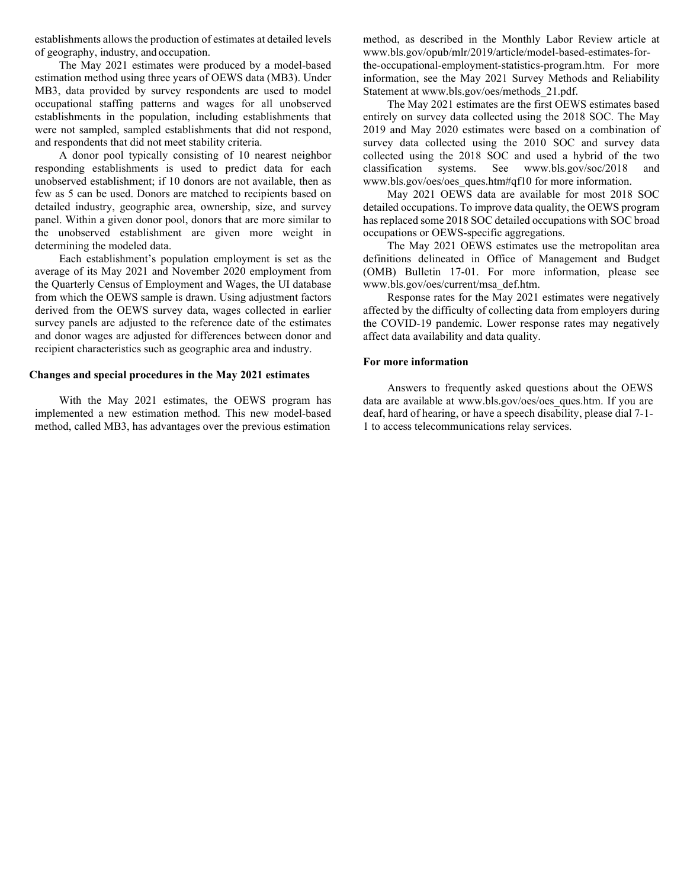establishments allows the production of estimates at detailed levels of geography, industry, and occupation.

The May 2021 estimates were produced by a model-based estimation method using three years of OEWS data (MB3). Under MB3, data provided by survey respondents are used to model occupational staffing patterns and wages for all unobserved establishments in the population, including establishments that were not sampled, sampled establishments that did not respond, and respondents that did not meet stability criteria.

A donor pool typically consisting of 10 nearest neighbor responding establishments is used to predict data for each unobserved establishment; if 10 donors are not available, then as few as 5 can be used. Donors are matched to recipients based on detailed industry, geographic area, ownership, size, and survey panel. Within a given donor pool, donors that are more similar to the unobserved establishment are given more weight in determining the modeled data.

Each establishment's population employment is set as the average of its May 2021 and November 2020 employment from the Quarterly Census of Employment and Wages, the UI database from which the OEWS sample is drawn. Using adjustment factors derived from the OEWS survey data, wages collected in earlier survey panels are adjusted to the reference date of the estimates and donor wages are adjusted for differences between donor and recipient characteristics such as geographic area and industry.

## Changes and special procedures in the May 2021 estimates

With the May 2021 estimates, the OEWS program has implemented a new estimation method. This new model-based method, called MB3, has advantages over the previous estimation method, as described in the Monthly Labor Review article at www.bls.gov/opub/mlr/2019/article/model-based-estimates-for-the-occupational-employment-statistics-program.htm. For more information, see the May 2021 Survey Methods and Reliability Statement at www.bls.gov/oes/methods_21.pdf.

The May 2021 estimates are the first OEWS estimates based entirely on survey data collected using the 2018 SOC. The May 2019 and May 2020 estimates were based on a combination of survey data collected using the 2010 SOC and survey data collected using the 2018 SOC and used a hybrid of the two classification systems. See www.bls.gov/soc/2018 and www.bls.gov/oes/oes_ques.htm#qf10 for more information.

May 2021 OEWS data are available for most 2018 SOC detailed occupations. To improve data quality, the OEWS program has replaced some 2018 SOC detailed occupations with SOC broad occupations or OEWS-specific aggregations.

The May 2021 OEWS estimates use the metropolitan area definitions delineated in Office of Management and Budget (OMB) Bulletin 17-01. For more information, please see www.bls.gov/oes/current/msa_def.htm.

Response rates for the May 2021 estimates were negatively affected by the difficulty of collecting data from employers during the COVID-19 pandemic. Lower response rates may negatively affect data availability and data quality.

## For more information

Answers to frequently asked questions about the OEWS data are available at www.bls.gov/oes/oes_ques.htm. If you are deaf, hard of hearing, or have a speech disability, please dial 7-1-1 to access telecommunications relay services.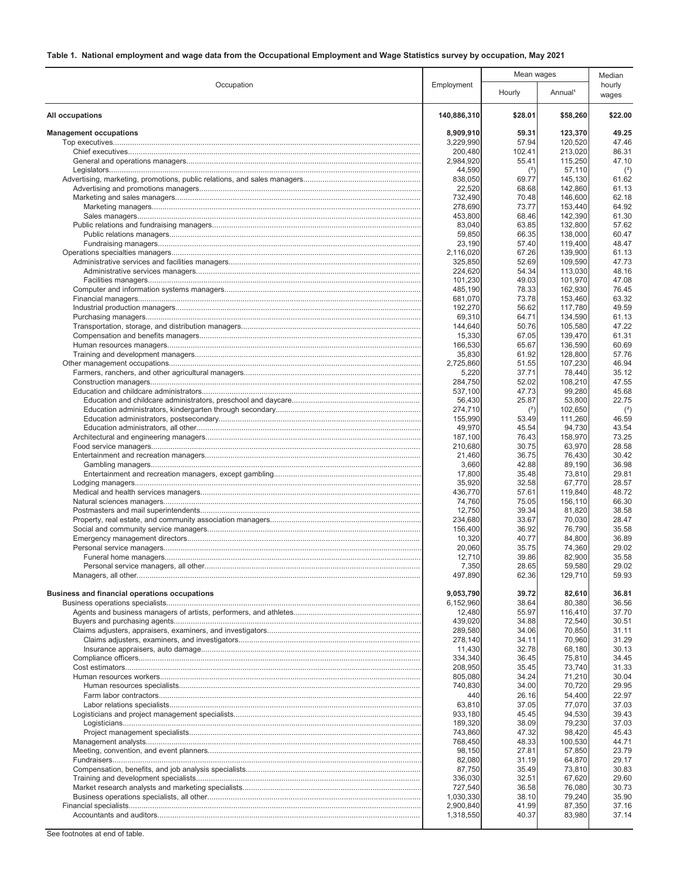**Table 1. National employment and wage data from the Occupational Employment and Wage Statistics survey by occupation, May 2021**

| Occupation | Employment | Mean wages | | Median hourly wages |
|---|---|---|---|---|
| | | Hourly | Annual[1] | |
| **All occupations** | **140,886,310** | **$28.01** | **$58,260** | **$22.00** |
| **Management occupations** | **8,909,910** | **59.31** | **123,370** | **49.25** |
| Top executives | 3,229,990 | 57.94 | 120,520 | 47.46 |
| Chief executives | 200,480 | 102.41 | 213,020 | 86.31 |
| General and operations managers | 2,984,920 | 55.41 | 115,250 | 47.10 |
| Legislators | 44,590 | (2) | 57,110 | (2) |
| Advertising, marketing, promotions, public relations, and sales managers | 838,050 | 69.77 | 145,130 | 61.62 |
| Advertising and promotions managers | 22,520 | 68.68 | 142,860 | 61.13 |
| Marketing and sales managers | 732,490 | 70.48 | 146,600 | 62.18 |
| Marketing managers | 278,690 | 73.77 | 153,440 | 64.92 |
| Sales managers | 453,800 | 68.46 | 142,390 | 61.30 |
| Public relations and fundraising managers | 83,040 | 63.85 | 132,800 | 57.62 |
| Public relations managers | 59,850 | 66.35 | 138,000 | 60.47 |
| Fundraising managers | 23,190 | 57.40 | 119,400 | 48.47 |
| Operations specialties managers | 2,116,020 | 67.26 | 139,900 | 61.13 |
| Administrative services and facilities managers | 325,850 | 52.69 | 109,590 | 47.73 |
| Administrative services managers | 224,620 | 54.34 | 113,030 | 48.16 |
| Facilities managers | 101,230 | 49.03 | 101,970 | 47.08 |
| Computer and information systems managers | 485,190 | 78.33 | 162,930 | 76.45 |
| Financial managers | 681,070 | 73.78 | 153,460 | 63.32 |
| Industrial production managers | 192,270 | 56.62 | 117,780 | 49.59 |
| Purchasing managers | 69,310 | 64.71 | 134,590 | 61.13 |
| Transportation, storage, and distribution managers | 144,640 | 50.76 | 105,580 | 47.22 |
| Compensation and benefits managers | 15,330 | 67.05 | 139,470 | 61.31 |
| Human resources managers | 166,530 | 65.67 | 136,590 | 60.69 |
| Training and development managers | 35,830 | 61.92 | 128,800 | 57.76 |
| Other management occupations | 2,725,860 | 51.55 | 107,230 | 46.94 |
| Farmers, ranchers, and other agricultural managers | 5,220 | 37.71 | 78,440 | 35.12 |
| Construction managers | 284,750 | 52.02 | 108,210 | 47.55 |
| Education and childcare administrators | 537,100 | 47.73 | 99,280 | 45.68 |
| Education and childcare administrators, preschool and daycare | 56,430 | 25.87 | 53,800 | 22.75 |
| Education administrators, kindergarten through secondary | 274,710 | (2) | 102,650 | (2) |
| Education administrators, postsecondary | 155,990 | 53.49 | 111,260 | 46.59 |
| Education administrators, all other | 49,970 | 45.54 | 94,730 | 43.54 |
| Architectural and engineering managers | 187,100 | 76.43 | 158,970 | 73.25 |
| Food service managers | 210,680 | 30.75 | 63,970 | 28.58 |
| Entertainment and recreation managers | 21,460 | 36.75 | 76,430 | 30.42 |
| Gambling managers | 3,660 | 42.88 | 89,190 | 36.98 |
| Entertainment and recreation managers, except gambling | 17,800 | 35.48 | 73,810 | 29.81 |
| Lodging managers | 35,920 | 32.58 | 67,770 | 28.57 |
| Medical and health services managers | 436,770 | 57.61 | 119,840 | 48.72 |
| Natural sciences managers | 74,760 | 75.05 | 156,110 | 66.30 |
| Postmasters and mail superintendents | 12,750 | 39.34 | 81,820 | 38.58 |
| Property, real estate, and community association managers | 234,680 | 33.67 | 70,030 | 28.47 |
| Social and community service managers | 156,400 | 36.92 | 76,790 | 35.58 |
| Emergency management directors | 10,320 | 40.77 | 84,800 | 36.89 |
| Personal service managers | 20,060 | 35.75 | 74,360 | 29.02 |
| Funeral home managers | 12,710 | 39.86 | 82,900 | 35.58 |
| Personal service managers, all other | 7,350 | 28.65 | 59,580 | 29.02 |
| Managers, all other | 497,890 | 62.36 | 129,710 | 59.93 |
| **Business and financial operations occupations** | **9,053,790** | **39.72** | **82,610** | **36.81** |
| Business operations specialists | 6,152,960 | 38.64 | 80,380 | 36.56 |
| Agents and business managers of artists, performers, and athletes | 12,480 | 55.97 | 116,410 | 37.70 |
| Buyers and purchasing agents | 439,020 | 34.88 | 72,540 | 30.51 |
| Claims adjusters, appraisers, examiners, and investigators | 289,580 | 34.06 | 70,850 | 31.11 |
| Claims adjusters, examiners, and investigators | 278,140 | 34.11 | 70,960 | 31.29 |
| Insurance appraisers, auto damage | 11,430 | 32.78 | 68,180 | 30.13 |
| Compliance officers | 334,340 | 36.45 | 75,810 | 34.45 |
| Cost estimators | 208,950 | 35.45 | 73,740 | 31.33 |
| Human resources workers | 805,080 | 34.24 | 71,210 | 30.04 |
| Human resources specialists | 740,830 | 34.00 | 70,720 | 29.95 |
| Farm labor contractors | 440 | 26.16 | 54,400 | 22.97 |
| Labor relations specialists | 63,810 | 37.05 | 77,070 | 37.03 |
| Logisticians and project management specialists | 933,180 | 45.45 | 94,530 | 39.43 |
| Logisticians | 189,320 | 38.09 | 79,230 | 37.03 |
| Project management specialists | 743,860 | 47.32 | 98,420 | 45.43 |
| Management analysts | 768,450 | 48.33 | 100,530 | 44.71 |
| Meeting, convention, and event planners | 98,150 | 27.81 | 57,850 | 23.79 |
| Fundraisers | 82,080 | 31.19 | 64,870 | 29.17 |
| Compensation, benefits, and job analysis specialists | 87,750 | 35.49 | 73,810 | 30.83 |
| Training and development specialists | 336,030 | 32.51 | 67,620 | 29.60 |
| Market research analysts and marketing specialists | 727,540 | 36.58 | 76,080 | 30.73 |
| Business operations specialists, all other | 1,030,330 | 38.10 | 79,240 | 35.90 |
| Financial specialists | 2,900,840 | 41.99 | 87,350 | 37.16 |
| Accountants and auditors | 1,318,550 | 40.37 | 83,980 | 37.14 |

See footnotes at end of table.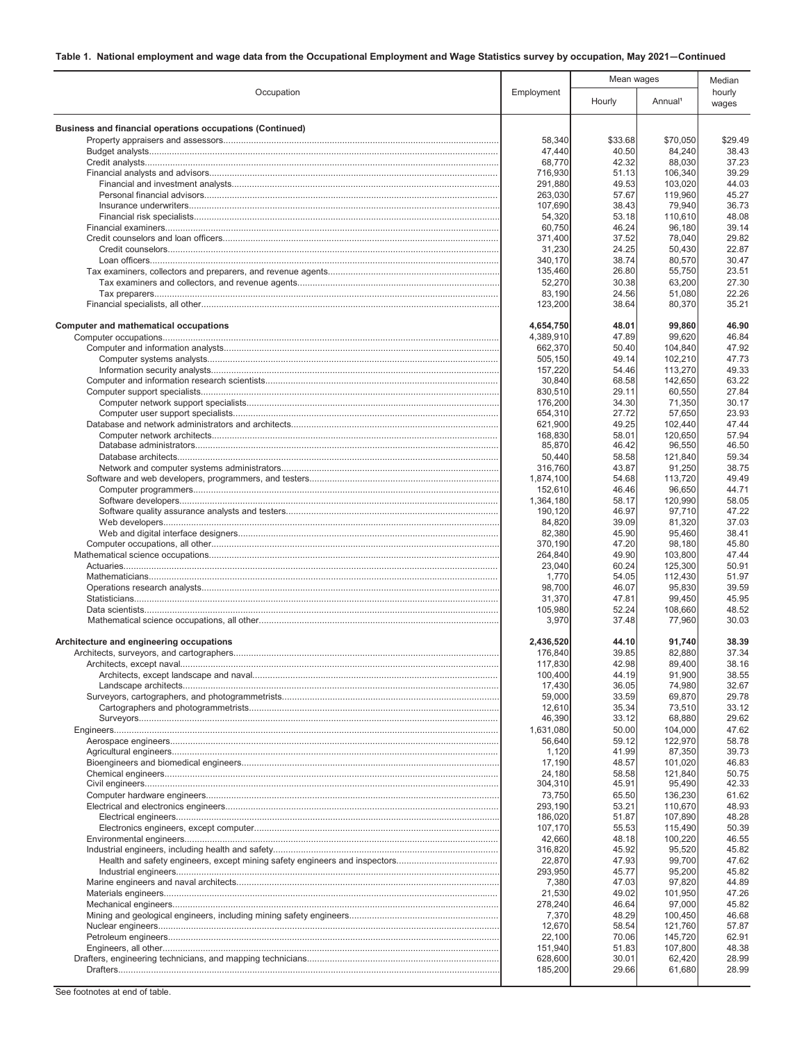**Table 1. National employment and wage data from the Occupational Employment and Wage Statistics survey by occupation, May 2021—Continued**

| Occupation | Employment | Mean wages | | Median hourly wages |
|---|---|---|---|---|
| | | Hourly | Annual[1] | |
| **Business and financial operations occupations (Continued)** | | | | |
| Property appraisers and assessors | 58,340 | $33.68 | $70,050 | $29.49 |
| Budget analysts | 47,440 | 40.50 | 84,240 | 38.43 |
| Credit analysts | 68,770 | 42.32 | 88,030 | 37.23 |
| Financial analysts and advisors | 716,930 | 51.13 | 106,340 | 39.29 |
| Financial and investment analysts | 291,880 | 49.53 | 103,020 | 44.03 |
| Personal financial advisors | 263,030 | 57.67 | 119,960 | 45.27 |
| Insurance underwriters | 107,690 | 38.43 | 79,940 | 36.73 |
| Financial risk specialists | 54,320 | 53.18 | 110,610 | 48.08 |
| Financial examiners | 60,750 | 46.24 | 96,180 | 39.14 |
| Credit counselors and loan officers | 371,400 | 37.52 | 78,040 | 29.82 |
| Credit counselors | 31,230 | 24.25 | 50,430 | 22.87 |
| Loan officers | 340,170 | 38.74 | 80,570 | 30.47 |
| Tax examiners, collectors and preparers, and revenue agents | 135,460 | 26.80 | 55,750 | 23.51 |
| Tax examiners and collectors, and revenue agents | 52,270 | 30.38 | 63,200 | 27.30 |
| Tax preparers | 83,190 | 24.56 | 51,080 | 22.26 |
| Financial specialists, all other | 123,200 | 38.64 | 80,370 | 35.21 |
| **Computer and mathematical occupations** | **4,654,750** | **48.01** | **99,860** | **46.90** |
| Computer occupations | 4,389,910 | 47.89 | 99,620 | 46.84 |
| Computer and information analysts | 662,370 | 50.40 | 104,840 | 47.92 |
| Computer systems analysts | 505,150 | 49.14 | 102,210 | 47.73 |
| Information security analysts | 157,220 | 54.46 | 113,270 | 49.33 |
| Computer and information research scientists | 30,840 | 68.58 | 142,650 | 63.22 |
| Computer support specialists | 830,510 | 29.11 | 60,550 | 27.84 |
| Computer network support specialists | 176,200 | 34.30 | 71,350 | 30.17 |
| Computer user support specialists | 654,310 | 27.72 | 57,650 | 23.93 |
| Database and network administrators and architects | 621,900 | 49.25 | 102,440 | 47.44 |
| Computer network architects | 168,830 | 58.01 | 120,650 | 57.94 |
| Database administrators | 85,870 | 46.42 | 96,550 | 46.50 |
| Database architects | 50,440 | 58.58 | 121,840 | 59.34 |
| Network and computer systems administrators | 316,760 | 43.87 | 91,250 | 38.75 |
| Software and web developers, programmers, and testers | 1,874,100 | 54.68 | 113,720 | 49.49 |
| Computer programmers | 152,610 | 46.46 | 96,650 | 44.71 |
| Software developers | 1,364,180 | 58.17 | 120,990 | 58.05 |
| Software quality assurance analysts and testers | 190,120 | 46.97 | 97,710 | 47.22 |
| Web developers | 84,820 | 39.09 | 81,320 | 37.03 |
| Web and digital interface designers | 82,380 | 45.90 | 95,460 | 38.41 |
| Computer occupations, all other | 370,190 | 47.20 | 98,180 | 45.80 |
| Mathematical science occupations | 264,840 | 49.90 | 103,800 | 47.44 |
| Actuaries | 23,040 | 60.24 | 125,300 | 50.91 |
| Mathematicians | 1,770 | 54.05 | 112,430 | 51.97 |
| Operations research analysts | 98,700 | 46.07 | 95,830 | 39.59 |
| Statisticians | 31,370 | 47.81 | 99,450 | 45.95 |
| Data scientists | 105,980 | 52.24 | 108,660 | 48.52 |
| Mathematical science occupations, all other | 3,970 | 37.48 | 77,960 | 30.03 |
| **Architecture and engineering occupations** | **2,436,520** | **44.10** | **91,740** | **38.39** |
| Architects, surveyors, and cartographers | 176,840 | 39.85 | 82,880 | 37.34 |
| Architects, except naval | 117,830 | 42.98 | 89,400 | 38.16 |
| Architects, except landscape and naval | 100,400 | 44.19 | 91,900 | 38.55 |
| Landscape architects | 17,430 | 36.05 | 74,980 | 32.67 |
| Surveyors, cartographers, and photogrammetrists | 59,000 | 33.59 | 69,870 | 29.78 |
| Cartographers and photogrammetrists | 12,610 | 35.34 | 73,510 | 33.12 |
| Surveyors | 46,390 | 33.12 | 68,880 | 29.62 |
| Engineers | 1,631,080 | 50.00 | 104,000 | 47.62 |
| Aerospace engineers | 56,640 | 59.12 | 122,970 | 58.78 |
| Agricultural engineers | 1,120 | 41.99 | 87,350 | 39.73 |
| Bioengineers and biomedical engineers | 17,190 | 48.57 | 101,020 | 46.83 |
| Chemical engineers | 24,180 | 58.58 | 121,840 | 50.75 |
| Civil engineers | 304,310 | 45.91 | 95,490 | 42.33 |
| Computer hardware engineers | 73,750 | 65.50 | 136,230 | 61.62 |
| Electrical and electronics engineers | 293,190 | 53.21 | 110,670 | 48.93 |
| Electrical engineers | 186,020 | 51.87 | 107,890 | 48.28 |
| Electronics engineers, except computer | 107,170 | 55.53 | 115,490 | 50.39 |
| Environmental engineers | 42,660 | 48.18 | 100,220 | 46.55 |
| Industrial engineers, including health and safety | 316,820 | 45.92 | 95,520 | 45.82 |
| Health and safety engineers, except mining safety engineers and inspectors | 22,870 | 47.93 | 99,700 | 47.62 |
| Industrial engineers | 293,950 | 45.77 | 95,200 | 45.82 |
| Marine engineers and naval architects | 7,380 | 47.03 | 97,820 | 44.89 |
| Materials engineers | 21,530 | 49.02 | 101,950 | 47.26 |
| Mechanical engineers | 278,240 | 46.64 | 97,000 | 45.82 |
| Mining and geological engineers, including mining safety engineers | 7,370 | 48.29 | 100,450 | 46.68 |
| Nuclear engineers | 12,670 | 58.54 | 121,760 | 57.87 |
| Petroleum engineers | 22,100 | 70.06 | 145,720 | 62.91 |
| Engineers, all other | 151,940 | 51.83 | 107,800 | 48.38 |
| Drafters, engineering technicians, and mapping technicians | 628,600 | 30.01 | 62,420 | 28.99 |
| Drafters | 185,200 | 29.66 | 61,680 | 28.99 |

See footnotes at end of table.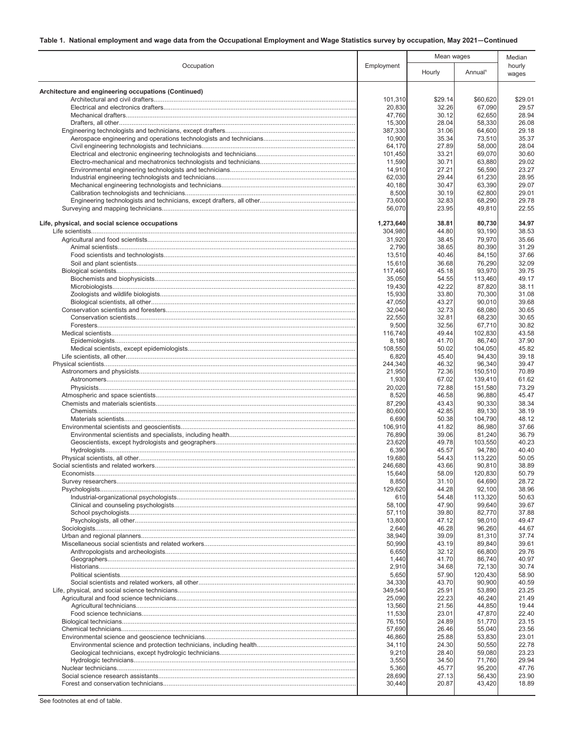**Table 1. National employment and wage data from the Occupational Employment and Wage Statistics survey by occupation, May 2021—Continued**

| Occupation | Employment | Mean wages | | Median hourly wages |
|---|---|---|---|---|
| | | Hourly | Annual[1] | |
| **Architecture and engineering occupations (Continued)** | | | | |
| Architectural and civil drafters | 101,310 | $29.14 | $60,620 | $29.01 |
| Electrical and electronics drafters | 20,830 | 32.26 | 67,090 | 29.57 |
| Mechanical drafters | 47,760 | 30.12 | 62,650 | 28.94 |
| Drafters, all other | 15,300 | 28.04 | 58,330 | 26.08 |
| Engineering technologists and technicians, except drafters | 387,330 | 31.06 | 64,600 | 29.18 |
| Aerospace engineering and operations technologists and technicians | 10,900 | 35.34 | 73,510 | 35.37 |
| Civil engineering technologists and technicians | 64,170 | 27.89 | 58,000 | 28.04 |
| Electrical and electronic engineering technologists and technicians | 101,450 | 33.21 | 69,070 | 30.60 |
| Electro-mechanical and mechatronics technologists and technicians | 11,590 | 30.71 | 63,880 | 29.02 |
| Environmental engineering technologists and technicians | 14,910 | 27.21 | 56,590 | 23.27 |
| Industrial engineering technologists and technicians | 62,030 | 29.44 | 61,230 | 28.95 |
| Mechanical engineering technologists and technicians | 40,180 | 30.47 | 63,390 | 29.07 |
| Calibration technologists and technicians | 8,500 | 30.19 | 62,800 | 29.01 |
| Engineering technologists and technicians, except drafters, all other | 73,600 | 32.83 | 68,290 | 29.78 |
| Surveying and mapping technicians | 56,070 | 23.95 | 49,810 | 22.55 |
| **Life, physical, and social science occupations** | **1,273,640** | **38.81** | **80,730** | **34.97** |
| Life scientists | 304,980 | 44.80 | 93,190 | 38.53 |
| Agricultural and food scientists | 31,920 | 38.45 | 79,970 | 35.66 |
| Animal scientists | 2,790 | 38.65 | 80,390 | 31.29 |
| Food scientists and technologists | 13,510 | 40.46 | 84,150 | 37.66 |
| Soil and plant scientists | 15,610 | 36.68 | 76,290 | 32.09 |
| Biological scientists | 117,460 | 45.18 | 93,970 | 39.75 |
| Biochemists and biophysicists | 35,050 | 54.55 | 113,460 | 49.17 |
| Microbiologists | 19,430 | 42.22 | 87,820 | 38.11 |
| Zoologists and wildlife biologists | 15,930 | 33.80 | 70,300 | 31.08 |
| Biological scientists, all other | 47,050 | 43.27 | 90,010 | 39.68 |
| Conservation scientists and foresters | 32,040 | 32.73 | 68,080 | 30.65 |
| Conservation scientists | 22,550 | 32.81 | 68,230 | 30.65 |
| Foresters | 9,500 | 32.56 | 67,710 | 30.82 |
| Medical scientists | 116,740 | 49.44 | 102,830 | 43.58 |
| Epidemiologists | 8,180 | 41.70 | 86,740 | 37.90 |
| Medical scientists, except epidemiologists | 108,550 | 50.02 | 104,050 | 45.82 |
| Life scientists, all other | 6,820 | 45.40 | 94,430 | 39.18 |
| Physical scientists | 244,340 | 46.32 | 96,340 | 39.47 |
| Astronomers and physicists | 21,950 | 72.36 | 150,510 | 70.89 |
| Astronomers | 1,930 | 67.02 | 139,410 | 61.62 |
| Physicists | 20,020 | 72.88 | 151,580 | 73.29 |
| Atmospheric and space scientists | 8,520 | 46.58 | 96,880 | 45.47 |
| Chemists and materials scientists | 87,290 | 43.43 | 90,330 | 38.34 |
| Chemists | 80,600 | 42.85 | 89,130 | 38.19 |
| Materials scientists | 6,690 | 50.38 | 104,790 | 48.12 |
| Environmental scientists and geoscientists | 106,910 | 41.82 | 86,980 | 37.66 |
| Environmental scientists and specialists, including health | 76,890 | 39.06 | 81,240 | 36.79 |
| Geoscientists, except hydrologists and geographers | 23,620 | 49.78 | 103,550 | 40.23 |
| Hydrologists | 6,390 | 45.57 | 94,780 | 40.40 |
| Physical scientists, all other | 19,680 | 54.43 | 113,220 | 50.05 |
| Social scientists and related workers | 246,680 | 43.66 | 90,810 | 38.89 |
| Economists | 15,640 | 58.09 | 120,830 | 50.79 |
| Survey researchers | 8,850 | 31.10 | 64,690 | 28.72 |
| Psychologists | 129,620 | 44.28 | 92,100 | 38.96 |
| Industrial-organizational psychologists | 610 | 54.48 | 113,320 | 50.63 |
| Clinical and counseling psychologists | 58,100 | 47.90 | 99,640 | 39.67 |
| School psychologists | 57,110 | 39.80 | 82,770 | 37.88 |
| Psychologists, all other | 13,800 | 47.12 | 98,010 | 49.47 |
| Sociologists | 2,640 | 46.28 | 96,260 | 44.67 |
| Urban and regional planners | 38,940 | 39.09 | 81,310 | 37.74 |
| Miscellaneous social scientists and related workers | 50,990 | 43.19 | 89,840 | 39.61 |
| Anthropologists and archeologists | 6,650 | 32.12 | 66,800 | 29.76 |
| Geographers | 1,440 | 41.70 | 86,740 | 40.97 |
| Historians | 2,910 | 34.68 | 72,130 | 30.74 |
| Political scientists | 5,650 | 57.90 | 120,430 | 58.90 |
| Social scientists and related workers, all other | 34,330 | 43.70 | 90,900 | 40.59 |
| Life, physical, and social science technicians | 349,540 | 25.91 | 53,890 | 23.25 |
| Agricultural and food science technicians | 25,090 | 22.23 | 46,240 | 21.49 |
| Agricultural technicians | 13,560 | 21.56 | 44,850 | 19.44 |
| Food science technicians | 11,530 | 23.01 | 47,870 | 22.40 |
| Biological technicians | 76,150 | 24.89 | 51,770 | 23.15 |
| Chemical technicians | 57,690 | 26.46 | 55,040 | 23.56 |
| Environmental science and geoscience technicians | 46,860 | 25.88 | 53,830 | 23.01 |
| Environmental science and protection technicians, including health | 34,110 | 24.30 | 50,550 | 22.78 |
| Geological technicians, except hydrologic technicians | 9,210 | 28.40 | 59,080 | 23.23 |
| Hydrologic technicians | 3,550 | 34.50 | 71,760 | 29.94 |
| Nuclear technicians | 5,360 | 45.77 | 95,200 | 47.76 |
| Social science research assistants | 28,690 | 27.13 | 56,430 | 23.90 |
| Forest and conservation technicians | 30,440 | 20.87 | 43,420 | 18.89 |

See footnotes at end of table.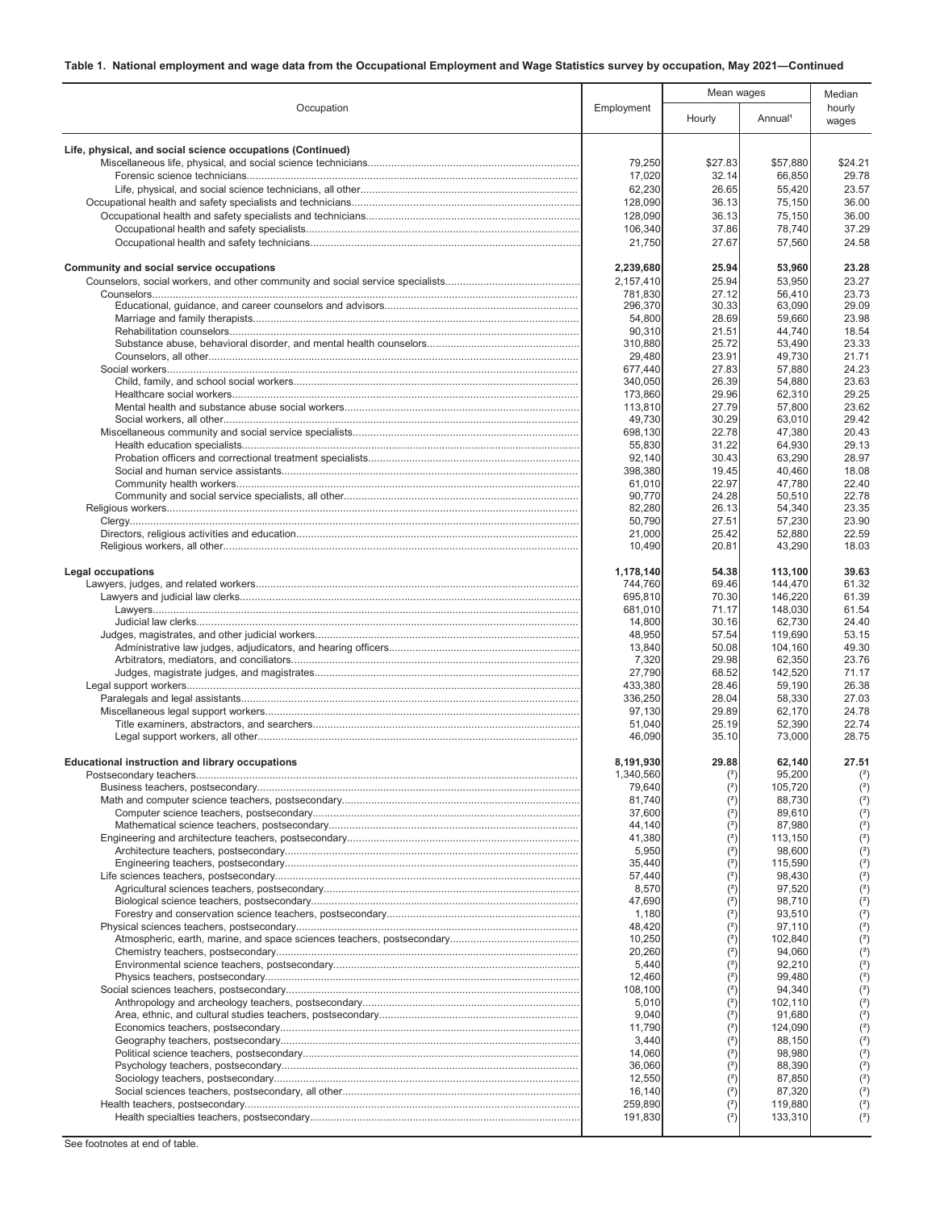**Table 1. National employment and wage data from the Occupational Employment and Wage Statistics survey by occupation, May 2021—Continued**

| Occupation | Employment | Mean wages | | Median hourly wages |
|---|---|---|---|---|
| | | Hourly | Annual[1] | |
| **Life, physical, and social science occupations (Continued)** | | | | |
| Miscellaneous life, physical, and social science technicians | 79,250 | $27.83 | $57,880 | $24.21 |
| Forensic science technicians | 17,020 | 32.14 | 66,850 | 29.78 |
| Life, physical, and social science technicians, all other | 62,230 | 26.65 | 55,420 | 23.57 |
| Occupational health and safety specialists and technicians | 128,090 | 36.13 | 75,150 | 36.00 |
| Occupational health and safety specialists and technicians | 128,090 | 36.13 | 75,150 | 36.00 |
| Occupational health and safety specialists | 106,340 | 37.86 | 78,740 | 37.29 |
| Occupational health and safety technicians | 21,750 | 27.67 | 57,560 | 24.58 |
| **Community and social service occupations** | **2,239,680** | **25.94** | **53,960** | **23.28** |
| Counselors, social workers, and other community and social service specialists | 2,157,410 | 25.94 | 53,950 | 23.27 |
| Counselors | 781,830 | 27.12 | 56,410 | 23.73 |
| Educational, guidance, and career counselors and advisors | 296,370 | 30.33 | 63,090 | 29.09 |
| Marriage and family therapists | 54,800 | 28.69 | 59,660 | 23.98 |
| Rehabilitation counselors | 90,310 | 21.51 | 44,740 | 18.54 |
| Substance abuse, behavioral disorder, and mental health counselors | 310,880 | 25.72 | 53,490 | 23.33 |
| Counselors, all other | 29,480 | 23.91 | 49,730 | 21.71 |
| Social workers | 677,440 | 27.83 | 57,880 | 24.23 |
| Child, family, and school social workers | 340,050 | 26.39 | 54,880 | 23.63 |
| Healthcare social workers | 173,860 | 29.96 | 62,310 | 29.25 |
| Mental health and substance abuse social workers | 113,810 | 27.79 | 57,800 | 23.62 |
| Social workers, all other | 49,730 | 30.29 | 63,010 | 29.42 |
| Miscellaneous community and social service specialists | 698,130 | 22.78 | 47,380 | 20.43 |
| Health education specialists | 55,830 | 31.22 | 64,930 | 29.13 |
| Probation officers and correctional treatment specialists | 92,140 | 30.43 | 63,290 | 28.97 |
| Social and human service assistants | 398,380 | 19.45 | 40,460 | 18.08 |
| Community health workers | 61,010 | 22.97 | 47,780 | 22.40 |
| Community and social service specialists, all other | 90,770 | 24.28 | 50,510 | 22.78 |
| Religious workers | 82,280 | 26.13 | 54,340 | 23.35 |
| Clergy | 50,790 | 27.51 | 57,230 | 23.90 |
| Directors, religious activities and education | 21,000 | 25.42 | 52,880 | 22.59 |
| Religious workers, all other | 10,490 | 20.81 | 43,290 | 18.03 |
| **Legal occupations** | **1,178,140** | **54.38** | **113,100** | **39.63** |
| Lawyers, judges, and related workers | 744,760 | 69.46 | 144,470 | 61.32 |
| Lawyers and judicial law clerks | 695,810 | 70.30 | 146,220 | 61.39 |
| Lawyers | 681,010 | 71.17 | 148,030 | 61.54 |
| Judicial law clerks | 14,800 | 30.16 | 62,730 | 24.40 |
| Judges, magistrates, and other judicial workers | 48,950 | 57.54 | 119,690 | 53.15 |
| Administrative law judges, adjudicators, and hearing officers | 13,840 | 50.08 | 104,160 | 49.30 |
| Arbitrators, mediators, and conciliators | 7,320 | 29.98 | 62,350 | 23.76 |
| Judges, magistrate judges, and magistrates | 27,790 | 68.52 | 142,520 | 71.17 |
| Legal support workers | 433,380 | 28.46 | 59,190 | 26.38 |
| Paralegals and legal assistants | 336,250 | 28.04 | 58,330 | 27.03 |
| Miscellaneous legal support workers | 97,130 | 29.89 | 62,170 | 24.78 |
| Title examiners, abstractors, and searchers | 51,040 | 25.19 | 52,390 | 22.74 |
| Legal support workers, all other | 46,090 | 35.10 | 73,000 | 28.75 |
| **Educational instruction and library occupations** | **8,191,930** | **29.88** | **62,140** | **27.51** |
| Postsecondary teachers | 1,340,560 | (2) | 95,200 | (2) |
| Business teachers, postsecondary | 79,640 | (2) | 105,720 | (2) |
| Math and computer science teachers, postsecondary | 81,740 | (2) | 88,730 | (2) |
| Computer science teachers, postsecondary | 37,600 | (2) | 89,610 | (2) |
| Mathematical science teachers, postsecondary | 44,140 | (2) | 87,980 | (2) |
| Engineering and architecture teachers, postsecondary | 41,380 | (2) | 113,150 | (2) |
| Architecture teachers, postsecondary | 5,950 | (2) | 98,600 | (2) |
| Engineering teachers, postsecondary | 35,440 | (2) | 115,590 | (2) |
| Life sciences teachers, postsecondary | 57,440 | (2) | 98,430 | (2) |
| Agricultural sciences teachers, postsecondary | 8,570 | (2) | 97,520 | (2) |
| Biological science teachers, postsecondary | 47,690 | (2) | 98,710 | (2) |
| Forestry and conservation science teachers, postsecondary | 1,180 | (2) | 93,510 | (2) |
| Physical sciences teachers, postsecondary | 48,420 | (2) | 97,110 | (2) |
| Atmospheric, earth, marine, and space sciences teachers, postsecondary | 10,250 | (2) | 102,840 | (2) |
| Chemistry teachers, postsecondary | 20,260 | (2) | 94,060 | (2) |
| Environmental science teachers, postsecondary | 5,440 | (2) | 92,210 | (2) |
| Physics teachers, postsecondary | 12,460 | (2) | 99,480 | (2) |
| Social sciences teachers, postsecondary | 108,100 | (2) | 94,340 | (2) |
| Anthropology and archeology teachers, postsecondary | 5,010 | (2) | 102,110 | (2) |
| Area, ethnic, and cultural studies teachers, postsecondary | 9,040 | (2) | 91,680 | (2) |
| Economics teachers, postsecondary | 11,790 | (2) | 124,090 | (2) |
| Geography teachers, postsecondary | 3,440 | (2) | 88,150 | (2) |
| Political science teachers, postsecondary | 14,060 | (2) | 98,980 | (2) |
| Psychology teachers, postsecondary | 36,060 | (2) | 88,390 | (2) |
| Sociology teachers, postsecondary | 12,550 | (2) | 87,850 | (2) |
| Social sciences teachers, postsecondary, all other | 16,140 | (2) | 87,320 | (2) |
| Health teachers, postsecondary | 259,890 | (2) | 119,880 | (2) |
| Health specialties teachers, postsecondary | 191,830 | (2) | 133,310 | (2) |

See footnotes at end of table.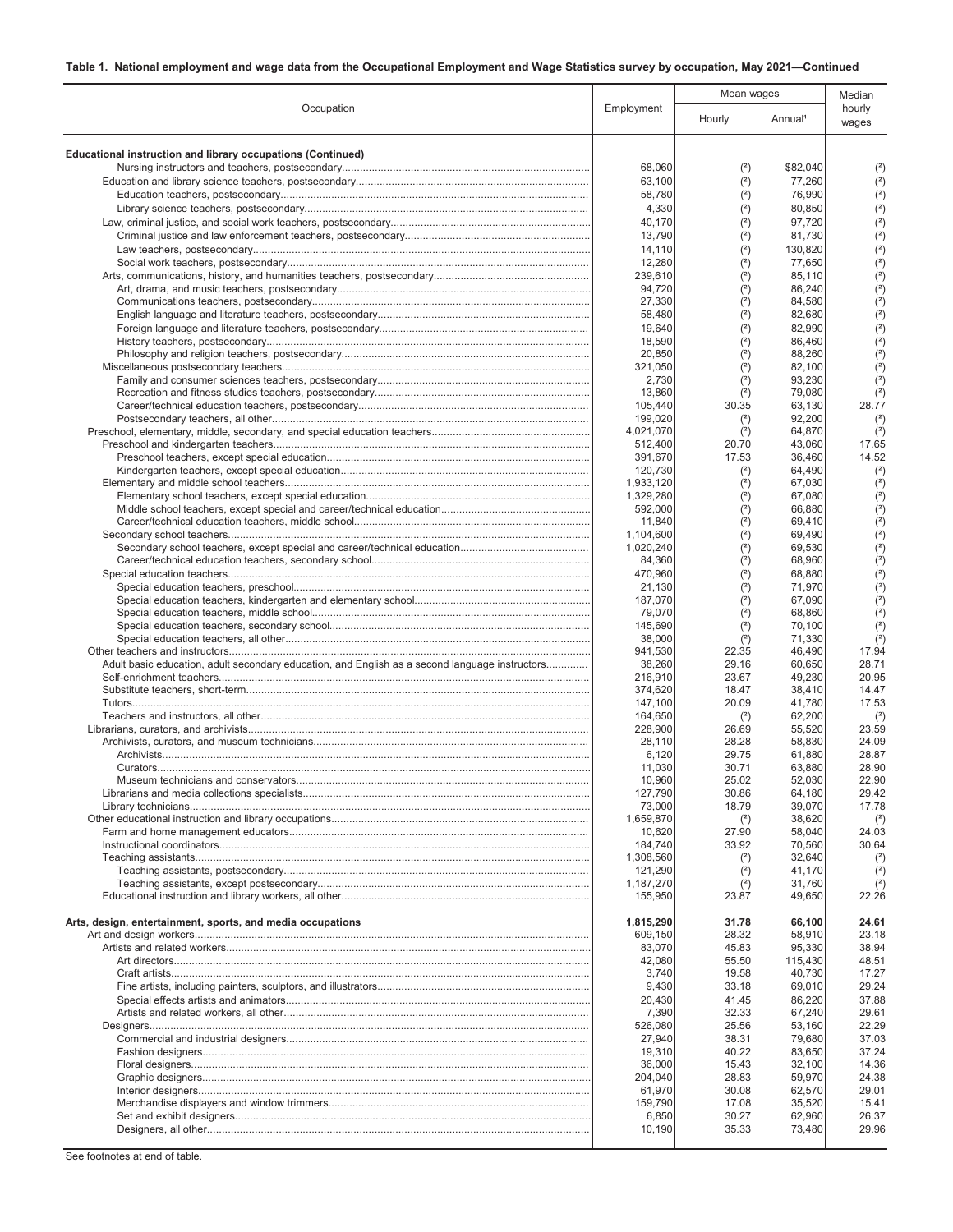**Table 1. National employment and wage data from the Occupational Employment and Wage Statistics survey by occupation, May 2021—Continued**

| Occupation | Employment | Mean wages | | Median hourly wages |
|---|---|---|---|---|
| | | Hourly | Annual[1] | |
| **Educational instruction and library occupations (Continued)** | | | | |
| Nursing instructors and teachers, postsecondary | 68,060 | (2) | $82,040 | (2) |
| Education and library science teachers, postsecondary | 63,100 | (2) | 77,260 | (2) |
| Education teachers, postsecondary | 58,780 | (2) | 76,990 | (2) |
| Library science teachers, postsecondary | 4,330 | (2) | 80,850 | (2) |
| Law, criminal justice, and social work teachers, postsecondary | 40,170 | (2) | 97,720 | (2) |
| Criminal justice and law enforcement teachers, postsecondary | 13,790 | (2) | 81,730 | (2) |
| Law teachers, postsecondary | 14,110 | (2) | 130,820 | (2) |
| Social work teachers, postsecondary | 12,280 | (2) | 77,650 | (2) |
| Arts, communications, history, and humanities teachers, postsecondary | 239,610 | (2) | 85,110 | (2) |
| Art, drama, and music teachers, postsecondary | 94,720 | (2) | 86,240 | (2) |
| Communications teachers, postsecondary | 27,330 | (2) | 84,580 | (2) |
| English language and literature teachers, postsecondary | 58,480 | (2) | 82,680 | (2) |
| Foreign language and literature teachers, postsecondary | 19,640 | (2) | 82,990 | (2) |
| History teachers, postsecondary | 18,590 | (2) | 86,460 | (2) |
| Philosophy and religion teachers, postsecondary | 20,850 | (2) | 88,260 | (2) |
| Miscellaneous postsecondary teachers | 321,050 | (2) | 82,100 | (2) |
| Family and consumer sciences teachers, postsecondary | 2,730 | (2) | 93,230 | (2) |
| Recreation and fitness studies teachers, postsecondary | 13,860 | (2) | 79,080 | (2) |
| Career/technical education teachers, postsecondary | 105,440 | 30.35 | 63,130 | 28.77 |
| Postsecondary teachers, all other | 199,020 | (2) | 92,200 | (2) |
| Preschool, elementary, middle, secondary, and special education teachers | 4,021,070 | (2) | 64,870 | (2) |
| Preschool and kindergarten teachers | 512,400 | 20.70 | 43,060 | 17.65 |
| Preschool teachers, except special education | 391,670 | 17.53 | 36,460 | 14.52 |
| Kindergarten teachers, except special education | 120,730 | (2) | 64,490 | (2) |
| Elementary and middle school teachers | 1,933,120 | (2) | 67,030 | (2) |
| Elementary school teachers, except special education | 1,329,280 | (2) | 67,080 | (2) |
| Middle school teachers, except special and career/technical education | 592,000 | (2) | 66,880 | (2) |
| Career/technical education teachers, middle school | 11,840 | (2) | 69,410 | (2) |
| Secondary school teachers | 1,104,600 | (2) | 69,490 | (2) |
| Secondary school teachers, except special and career/technical education | 1,020,240 | (2) | 69,530 | (2) |
| Career/technical education teachers, secondary school | 84,360 | (2) | 68,960 | (2) |
| Special education teachers | 470,960 | (2) | 68,880 | (2) |
| Special education teachers, preschool | 21,130 | (2) | 71,970 | (2) |
| Special education teachers, kindergarten and elementary school | 187,070 | (2) | 67,090 | (2) |
| Special education teachers, middle school | 79,070 | (2) | 68,860 | (2) |
| Special education teachers, secondary school | 145,690 | (2) | 70,100 | (2) |
| Special education teachers, all other | 38,000 | (2) | 71,330 | (2) |
| Other teachers and instructors | 941,530 | 22.35 | 46,490 | 17.94 |
| Adult basic education, adult secondary education, and English as a second language instructors | 38,260 | 29.16 | 60,650 | 28.71 |
| Self-enrichment teachers | 216,910 | 23.67 | 49,230 | 20.95 |
| Substitute teachers, short-term | 374,620 | 18.47 | 38,410 | 14.47 |
| Tutors | 147,100 | 20.09 | 41,780 | 17.53 |
| Teachers and instructors, all other | 164,650 | (2) | 62,200 | (2) |
| Librarians, curators, and archivists | 228,900 | 26.69 | 55,520 | 23.59 |
| Archivists, curators, and museum technicians | 28,110 | 28.28 | 58,830 | 24.09 |
| Archivists | 6,120 | 29.75 | 61,880 | 28.87 |
| Curators | 11,030 | 30.71 | 63,880 | 28.90 |
| Museum technicians and conservators | 10,960 | 25.02 | 52,030 | 22.90 |
| Librarians and media collections specialists | 127,790 | 30.86 | 64,180 | 29.42 |
| Library technicians | 73,000 | 18.79 | 39,070 | 17.78 |
| Other educational instruction and library occupations | 1,659,870 | (2) | 38,620 | (2) |
| Farm and home management educators | 10,620 | 27.90 | 58,040 | 24.03 |
| Instructional coordinators | 184,740 | 33.92 | 70,560 | 30.64 |
| Teaching assistants | 1,308,560 | (2) | 32,640 | (2) |
| Teaching assistants, postsecondary | 121,290 | (2) | 41,170 | (2) |
| Teaching assistants, except postsecondary | 1,187,270 | (2) | 31,760 | (2) |
| Educational instruction and library workers, all other | 155,950 | 23.87 | 49,650 | 22.26 |
| **Arts, design, entertainment, sports, and media occupations** | **1,815,290** | **31.78** | **66,100** | **24.61** |
| Art and design workers | 609,150 | 28.32 | 58,910 | 23.18 |
| Artists and related workers | 83,070 | 45.83 | 95,330 | 38.94 |
| Art directors | 42,080 | 55.50 | 115,430 | 48.51 |
| Craft artists | 3,740 | 19.58 | 40,730 | 17.27 |
| Fine artists, including painters, sculptors, and illustrators | 9,430 | 33.18 | 69,010 | 29.24 |
| Special effects artists and animators | 20,430 | 41.45 | 86,220 | 37.88 |
| Artists and related workers, all other | 7,390 | 32.33 | 67,240 | 29.61 |
| Designers | 526,080 | 25.56 | 53,160 | 22.29 |
| Commercial and industrial designers | 27,940 | 38.31 | 79,680 | 37.03 |
| Fashion designers | 19,310 | 40.22 | 83,650 | 37.24 |
| Floral designers | 36,000 | 15.43 | 32,100 | 14.36 |
| Graphic designers | 204,040 | 28.83 | 59,970 | 24.38 |
| Interior designers | 61,970 | 30.08 | 62,570 | 29.01 |
| Merchandise displayers and window trimmers | 159,790 | 17.08 | 35,520 | 15.41 |
| Set and exhibit designers | 6,850 | 30.27 | 62,960 | 26.37 |
| Designers, all other | 10,190 | 35.33 | 73,480 | 29.96 |

See footnotes at end of table.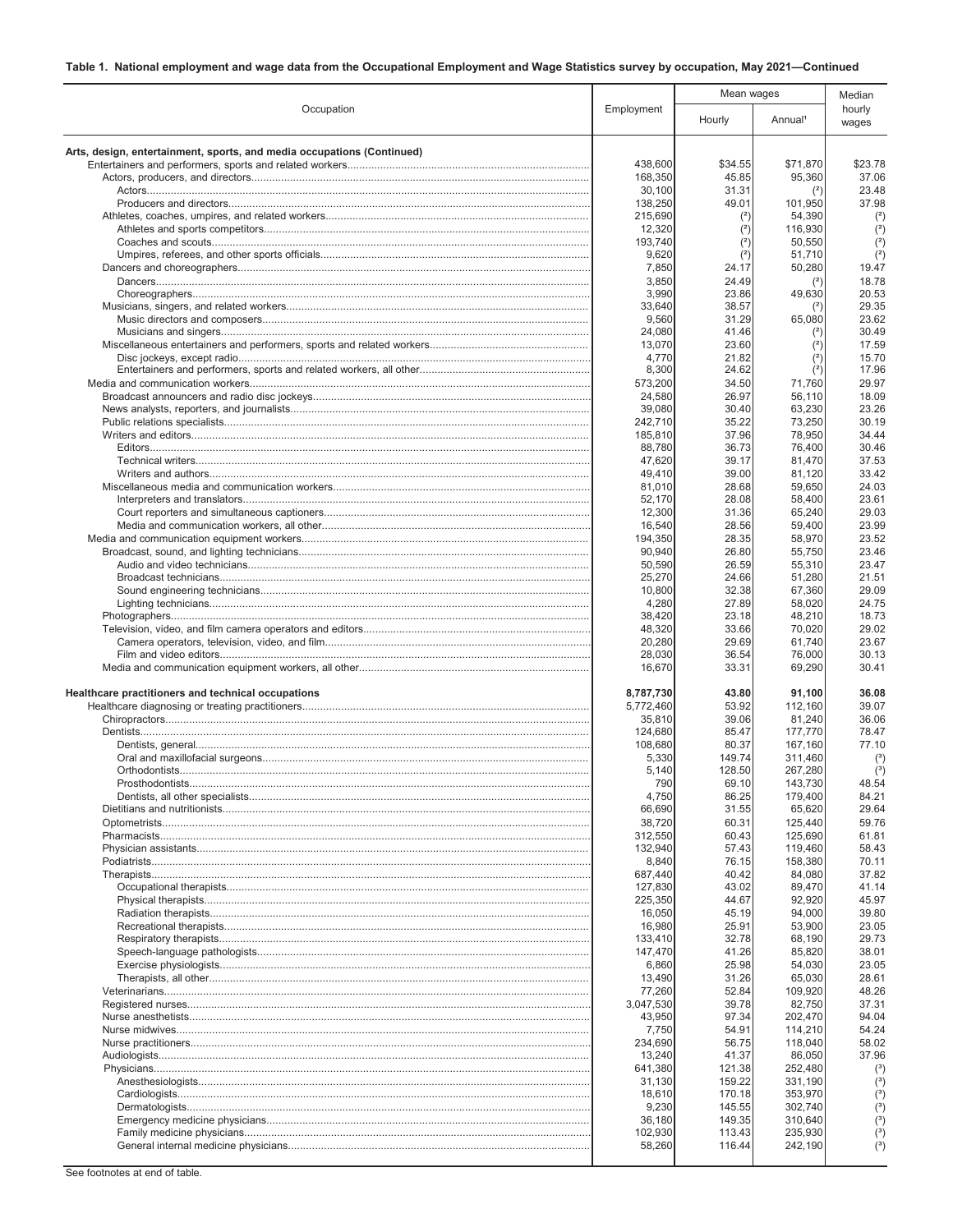**Table 1. National employment and wage data from the Occupational Employment and Wage Statistics survey by occupation, May 2021—Continued**

| Occupation | Employment | Mean wages | | Median hourly wages |
|---|---|---|---|---|
| | | Hourly | Annual[1] | |
| **Arts, design, entertainment, sports, and media occupations (Continued)** | | | | |
| Entertainers and performers, sports and related workers | 438,600 | $34.55 | $71,870 | $23.78 |
| Actors, producers, and directors | 168,350 | 45.85 | 95,360 | 37.06 |
| Actors | 30,100 | 31.31 | (2) | 23.48 |
| Producers and directors | 138,250 | 49.01 | 101,950 | 37.98 |
| Athletes, coaches, umpires, and related workers | 215,690 | (2) | 54,390 | (2) |
| Athletes and sports competitors | 12,320 | (2) | 116,930 | (2) |
| Coaches and scouts | 193,740 | (2) | 50,550 | (2) |
| Umpires, referees, and other sports officials | 9,620 | (2) | 51,710 | (2) |
| Dancers and choreographers | 7,850 | 24.17 | 50,280 | 19.47 |
| Dancers | 3,850 | 24.49 | (2) | 18.78 |
| Choreographers | 3,990 | 23.86 | 49,630 | 20.53 |
| Musicians, singers, and related workers | 33,640 | 38.57 | (2) | 29.35 |
| Music directors and composers | 9,560 | 31.29 | 65,080 | 23.62 |
| Musicians and singers | 24,080 | 41.46 | (2) | 30.49 |
| Miscellaneous entertainers and performers, sports and related workers | 13,070 | 23.60 | (2) | 17.59 |
| Disc jockeys, except radio | 4,770 | 21.82 | (2) | 15.70 |
| Entertainers and performers, sports and related workers, all other | 8,300 | 24.62 | (2) | 17.96 |
| Media and communication workers | 573,200 | 34.50 | 71,760 | 29.97 |
| Broadcast announcers and radio disc jockeys | 24,580 | 26.97 | 56,110 | 18.09 |
| News analysts, reporters, and journalists | 39,080 | 30.40 | 63,230 | 23.26 |
| Public relations specialists | 242,710 | 35.22 | 73,250 | 30.19 |
| Writers and editors | 185,810 | 37.96 | 78,950 | 34.44 |
| Editors | 88,780 | 36.73 | 76,400 | 30.46 |
| Technical writers | 47,620 | 39.17 | 81,470 | 37.53 |
| Writers and authors | 49,410 | 39.00 | 81,120 | 33.42 |
| Miscellaneous media and communication workers | 81,010 | 28.68 | 59,650 | 24.03 |
| Interpreters and translators | 52,170 | 28.08 | 58,400 | 23.61 |
| Court reporters and simultaneous captioners | 12,300 | 31.36 | 65,240 | 29.03 |
| Media and communication workers, all other | 16,540 | 28.56 | 59,400 | 23.99 |
| Media and communication equipment workers | 194,350 | 28.35 | 58,970 | 23.52 |
| Broadcast, sound, and lighting technicians | 90,940 | 26.80 | 55,750 | 23.46 |
| Audio and video technicians | 50,590 | 26.59 | 55,310 | 23.47 |
| Broadcast technicians | 25,270 | 24.66 | 51,280 | 21.51 |
| Sound engineering technicians | 10,800 | 32.38 | 67,360 | 29.09 |
| Lighting technicians | 4,280 | 27.89 | 58,020 | 24.75 |
| Photographers | 38,420 | 23.18 | 48,210 | 18.73 |
| Television, video, and film camera operators and editors | 48,320 | 33.66 | 70,020 | 29.02 |
| Camera operators, television, video, and film | 20,280 | 29.69 | 61,740 | 23.67 |
| Film and video editors | 28,030 | 36.54 | 76,000 | 30.13 |
| Media and communication equipment workers, all other | 16,670 | 33.31 | 69,290 | 30.41 |
| **Healthcare practitioners and technical occupations** | **8,787,730** | **43.80** | **91,100** | **36.08** |
| Healthcare diagnosing or treating practitioners | 5,772,460 | 53.92 | 112,160 | 39.07 |
| Chiropractors | 35,810 | 39.06 | 81,240 | 36.06 |
| Dentists | 124,680 | 85.47 | 177,770 | 78.47 |
| Dentists, general | 108,680 | 80.37 | 167,160 | 77.10 |
| Oral and maxillofacial surgeons | 5,330 | 149.74 | 311,460 | (3) |
| Orthodontists | 5,140 | 128.50 | 267,280 | (3) |
| Prosthodontists | 790 | 69.10 | 143,730 | 48.54 |
| Dentists, all other specialists | 4,750 | 86.25 | 179,400 | 84.21 |
| Dietitians and nutritionists | 66,690 | 31.55 | 65,620 | 29.64 |
| Optometrists | 38,720 | 60.31 | 125,440 | 59.76 |
| Pharmacists | 312,550 | 60.43 | 125,690 | 61.81 |
| Physician assistants | 132,940 | 57.43 | 119,460 | 58.43 |
| Podiatrists | 8,840 | 76.15 | 158,380 | 70.11 |
| Therapists | 687,440 | 40.42 | 84,080 | 37.82 |
| Occupational therapists | 127,830 | 43.02 | 89,470 | 41.14 |
| Physical therapists | 225,350 | 44.67 | 92,920 | 45.97 |
| Radiation therapists | 16,050 | 45.19 | 94,000 | 39.80 |
| Recreational therapists | 16,980 | 25.91 | 53,900 | 23.05 |
| Respiratory therapists | 133,410 | 32.78 | 68,190 | 29.73 |
| Speech-language pathologists | 147,470 | 41.26 | 85,820 | 38.01 |
| Exercise physiologists | 6,860 | 25.98 | 54,030 | 23.05 |
| Therapists, all other | 13,490 | 31.26 | 65,030 | 28.61 |
| Veterinarians | 77,260 | 52.84 | 109,920 | 48.26 |
| Registered nurses | 3,047,530 | 39.78 | 82,750 | 37.31 |
| Nurse anesthetists | 43,950 | 97.34 | 202,470 | 94.04 |
| Nurse midwives | 7,750 | 54.91 | 114,210 | 54.24 |
| Nurse practitioners | 234,690 | 56.75 | 118,040 | 58.02 |
| Audiologists | 13,240 | 41.37 | 86,050 | 37.96 |
| Physicians | 641,380 | 121.38 | 252,480 | (3) |
| Anesthesiologists | 31,130 | 159.22 | 331,190 | (3) |
| Cardiologists | 18,610 | 170.18 | 353,970 | (3) |
| Dermatologists | 9,230 | 145.55 | 302,740 | (3) |
| Emergency medicine physicians | 36,180 | 149.35 | 310,640 | (3) |
| Family medicine physicians | 102,930 | 113.43 | 235,930 | (3) |
| General internal medicine physicians | 58,260 | 116.44 | 242,190 | (3) |

See footnotes at end of table.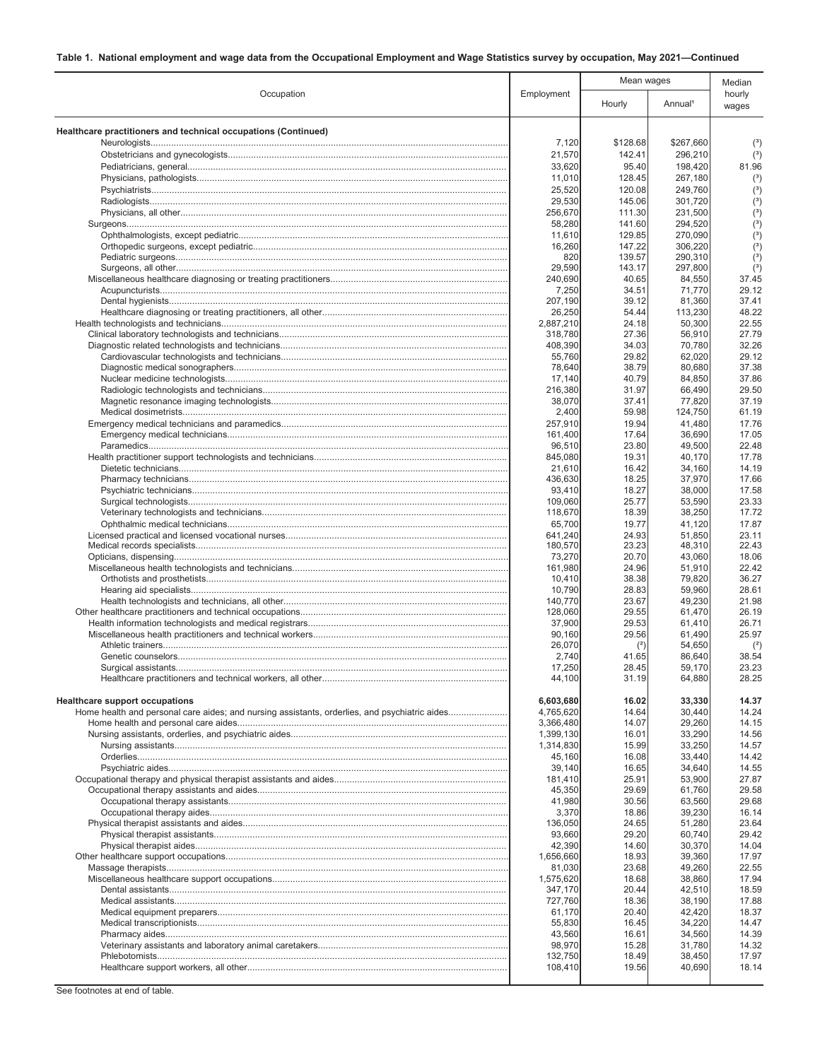**Table 1. National employment and wage data from the Occupational Employment and Wage Statistics survey by occupation, May 2021—Continued**

| Occupation | Employment | Mean wages | | Median hourly wages |
|---|---|---|---|---|
| | | Hourly | Annual[1] | |
| **Healthcare practitioners and technical occupations (Continued)** | | | | |
| Neurologists | 7,120 | $128.68 | $267,660 | (3) |
| Obstetricians and gynecologists | 21,570 | 142.41 | 296,210 | (3) |
| Pediatricians, general | 33,620 | 95.40 | 198,420 | 81.96 |
| Physicians, pathologists | 11,010 | 128.45 | 267,180 | (3) |
| Psychiatrists | 25,520 | 120.08 | 249,760 | (3) |
| Radiologists | 29,530 | 145.06 | 301,720 | (3) |
| Physicians, all other | 256,670 | 111.30 | 231,500 | (3) |
| Surgeons | 58,280 | 141.60 | 294,520 | (3) |
| Ophthalmologists, except pediatric | 11,610 | 129.85 | 270,090 | (3) |
| Orthopedic surgeons, except pediatric | 16,260 | 147.22 | 306,220 | (3) |
| Pediatric surgeons | 820 | 139.57 | 290,310 | (3) |
| Surgeons, all other | 29,590 | 143.17 | 297,800 | (3) |
| Miscellaneous healthcare diagnosing or treating practitioners | 240,690 | 40.65 | 84,550 | 37.45 |
| Acupuncturists | 7,250 | 34.51 | 71,770 | 29.12 |
| Dental hygienists | 207,190 | 39.12 | 81,360 | 37.41 |
| Healthcare diagnosing or treating practitioners, all other | 26,250 | 54.44 | 113,230 | 48.22 |
| Health technologists and technicians | 2,887,210 | 24.18 | 50,300 | 22.55 |
| Clinical laboratory technologists and technicians | 318,780 | 27.36 | 56,910 | 27.79 |
| Diagnostic related technologists and technicians | 408,390 | 34.03 | 70,780 | 32.26 |
| Cardiovascular technologists and technicians | 55,760 | 29.82 | 62,020 | 29.12 |
| Diagnostic medical sonographers | 78,640 | 38.79 | 80,680 | 37.38 |
| Nuclear medicine technologists | 17,140 | 40.79 | 84,850 | 37.86 |
| Radiologic technologists and technicians | 216,380 | 31.97 | 66,490 | 29.50 |
| Magnetic resonance imaging technologists | 38,070 | 37.41 | 77,820 | 37.19 |
| Medical dosimetrists | 2,400 | 59.98 | 124,750 | 61.19 |
| Emergency medical technicians and paramedics | 257,910 | 19.94 | 41,480 | 17.76 |
| Emergency medical technicians | 161,400 | 17.64 | 36,690 | 17.05 |
| Paramedics | 96,510 | 23.80 | 49,500 | 22.48 |
| Health practitioner support technologists and technicians | 845,080 | 19.31 | 40,170 | 17.78 |
| Dietetic technicians | 21,610 | 16.42 | 34,160 | 14.19 |
| Pharmacy technicians | 436,630 | 18.25 | 37,970 | 17.66 |
| Psychiatric technicians | 93,410 | 18.27 | 38,000 | 17.58 |
| Surgical technologists | 109,060 | 25.77 | 53,590 | 23.33 |
| Veterinary technologists and technicians | 118,670 | 18.39 | 38,250 | 17.72 |
| Ophthalmic medical technicians | 65,700 | 19.77 | 41,120 | 17.87 |
| Licensed practical and licensed vocational nurses | 641,240 | 24.93 | 51,850 | 23.11 |
| Medical records specialists | 180,570 | 23.23 | 48,310 | 22.43 |
| Opticians, dispensing | 73,270 | 20.70 | 43,060 | 18.06 |
| Miscellaneous health technologists and technicians | 161,980 | 24.96 | 51,910 | 22.42 |
| Orthotists and prosthetists | 10,410 | 38.38 | 79,820 | 36.27 |
| Hearing aid specialists | 10,790 | 28.83 | 59,960 | 28.61 |
| Health technologists and technicians, all other | 140,770 | 23.67 | 49,230 | 21.98 |
| Other healthcare practitioners and technical occupations | 128,060 | 29.55 | 61,470 | 26.19 |
| Health information technologists and medical registrars | 37,900 | 29.53 | 61,410 | 26.71 |
| Miscellaneous health practitioners and technical workers | 90,160 | 29.56 | 61,490 | 25.97 |
| Athletic trainers | 26,070 | (2) | 54,650 | (2) |
| Genetic counselors | 2,740 | 41.65 | 86,640 | 38.54 |
| Surgical assistants | 17,250 | 28.45 | 59,170 | 23.23 |
| Healthcare practitioners and technical workers, all other | 44,100 | 31.19 | 64,880 | 28.25 |
| **Healthcare support occupations** | **6,603,680** | **16.02** | **33,330** | **14.37** |
| Home health and personal care aides; and nursing assistants, orderlies, and psychiatric aides | 4,765,620 | 14.64 | 30,440 | 14.24 |
| Home health and personal care aides | 3,366,480 | 14.07 | 29,260 | 14.15 |
| Nursing assistants, orderlies, and psychiatric aides | 1,399,130 | 16.01 | 33,290 | 14.56 |
| Nursing assistants | 1,314,830 | 15.99 | 33,250 | 14.57 |
| Orderlies | 45,160 | 16.08 | 33,440 | 14.42 |
| Psychiatric aides | 39,140 | 16.65 | 34,640 | 14.55 |
| Occupational therapy and physical therapist assistants and aides | 181,410 | 25.91 | 53,900 | 27.87 |
| Occupational therapy assistants and aides | 45,350 | 29.69 | 61,760 | 29.58 |
| Occupational therapy assistants | 41,980 | 30.56 | 63,560 | 29.68 |
| Occupational therapy aides | 3,370 | 18.86 | 39,230 | 16.14 |
| Physical therapist assistants and aides | 136,050 | 24.65 | 51,280 | 23.64 |
| Physical therapist assistants | 93,660 | 29.20 | 60,740 | 29.42 |
| Physical therapist aides | 42,390 | 14.60 | 30,370 | 14.04 |
| Other healthcare support occupations | 1,656,660 | 18.93 | 39,360 | 17.97 |
| Massage therapists | 81,030 | 23.68 | 49,260 | 22.55 |
| Miscellaneous healthcare support occupations | 1,575,620 | 18.68 | 38,860 | 17.94 |
| Dental assistants | 347,170 | 20.44 | 42,510 | 18.59 |
| Medical assistants | 727,760 | 18.36 | 38,190 | 17.88 |
| Medical equipment preparers | 61,170 | 20.40 | 42,420 | 18.37 |
| Medical transcriptionists | 55,830 | 16.45 | 34,220 | 14.47 |
| Pharmacy aides | 43,560 | 16.61 | 34,560 | 14.39 |
| Veterinary assistants and laboratory animal caretakers | 98,970 | 15.28 | 31,780 | 14.32 |
| Phlebotomists | 132,750 | 18.49 | 38,450 | 17.97 |
| Healthcare support workers, all other | 108,410 | 19.56 | 40,690 | 18.14 |

See footnotes at end of table.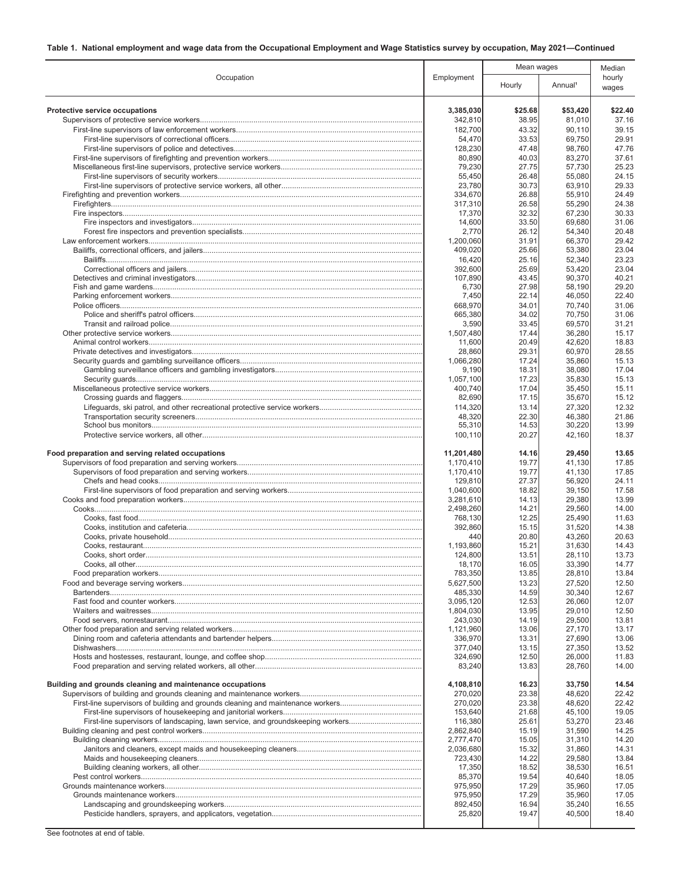**Table 1. National employment and wage data from the Occupational Employment and Wage Statistics survey by occupation, May 2021—Continued**

| Occupation | Employment | Mean wages | | Median hourly wages |
|---|---|---|---|---|
| | | Hourly | Annual[1] | |
| **Protective service occupations** | **3,385,030** | **$25.68** | **$53,420** | **$22.40** |
| Supervisors of protective service workers | 342,810 | 38.95 | 81,010 | 37.16 |
| First-line supervisors of law enforcement workers | 182,700 | 43.32 | 90,110 | 39.15 |
| First-line supervisors of correctional officers | 54,470 | 33.53 | 69,750 | 29.91 |
| First-line supervisors of police and detectives | 128,230 | 47.48 | 98,760 | 47.76 |
| First-line supervisors of firefighting and prevention workers | 80,890 | 40.03 | 83,270 | 37.61 |
| Miscellaneous first-line supervisors, protective service workers | 79,230 | 27.75 | 57,730 | 25.23 |
| First-line supervisors of security workers | 55,450 | 26.48 | 55,080 | 24.15 |
| First-line supervisors of protective service workers, all other | 23,780 | 30.73 | 63,910 | 29.33 |
| Firefighting and prevention workers | 334,670 | 26.88 | 55,910 | 24.49 |
| Firefighters | 317,310 | 26.58 | 55,290 | 24.38 |
| Fire inspectors | 17,370 | 32.32 | 67,230 | 30.33 |
| Fire inspectors and investigators | 14,600 | 33.50 | 69,680 | 31.06 |
| Forest fire inspectors and prevention specialists | 2,770 | 26.12 | 54,340 | 20.48 |
| Law enforcement workers | 1,200,060 | 31.91 | 66,370 | 29.42 |
| Bailiffs, correctional officers, and jailers | 409,020 | 25.66 | 53,380 | 23.04 |
| Bailiffs | 16,420 | 25.16 | 52,340 | 23.23 |
| Correctional officers and jailers | 392,600 | 25.69 | 53,420 | 23.04 |
| Detectives and criminal investigators | 107,890 | 43.45 | 90,370 | 40.21 |
| Fish and game wardens | 6,730 | 27.98 | 58,190 | 29.20 |
| Parking enforcement workers | 7,450 | 22.14 | 46,050 | 22.40 |
| Police officers | 668,970 | 34.01 | 70,740 | 31.06 |
| Police and sheriff's patrol officers | 665,380 | 34.02 | 70,750 | 31.06 |
| Transit and railroad police | 3,590 | 33.45 | 69,570 | 31.21 |
| Other protective service workers | 1,507,480 | 17.44 | 36,280 | 15.17 |
| Animal control workers | 11,600 | 20.49 | 42,620 | 18.83 |
| Private detectives and investigators | 28,860 | 29.31 | 60,970 | 28.55 |
| Security guards and gambling surveillance officers | 1,066,280 | 17.24 | 35,860 | 15.13 |
| Gambling surveillance officers and gambling investigators | 9,190 | 18.31 | 38,080 | 17.04 |
| Security guards | 1,057,100 | 17.23 | 35,830 | 15.13 |
| Miscellaneous protective service workers | 400,740 | 17.04 | 35,450 | 15.11 |
| Crossing guards and flaggers | 82,690 | 17.15 | 35,670 | 15.12 |
| Lifeguards, ski patrol, and other recreational protective service workers | 114,320 | 13.14 | 27,320 | 12.32 |
| Transportation security screeners | 48,320 | 22.30 | 46,380 | 21.86 |
| School bus monitors | 55,310 | 14.53 | 30,220 | 13.99 |
| Protective service workers, all other | 100,110 | 20.27 | 42,160 | 18.37 |
| **Food preparation and serving related occupations** | **11,201,480** | **14.16** | **29,450** | **13.65** |
| Supervisors of food preparation and serving workers | 1,170,410 | 19.77 | 41,130 | 17.85 |
| Supervisors of food preparation and serving workers | 1,170,410 | 19.77 | 41,130 | 17.85 |
| Chefs and head cooks | 129,810 | 27.37 | 56,920 | 24.11 |
| First-line supervisors of food preparation and serving workers | 1,040,600 | 18.82 | 39,150 | 17.58 |
| Cooks and food preparation workers | 3,281,610 | 14.13 | 29,380 | 13.99 |
| Cooks | 2,498,260 | 14.21 | 29,560 | 14.00 |
| Cooks, fast food | 768,130 | 12.25 | 25,490 | 11.63 |
| Cooks, institution and cafeteria | 392,860 | 15.15 | 31,520 | 14.38 |
| Cooks, private household | 440 | 20.80 | 43,260 | 20.63 |
| Cooks, restaurant | 1,193,860 | 15.21 | 31,630 | 14.43 |
| Cooks, short order | 124,800 | 13.51 | 28,110 | 13.73 |
| Cooks, all other | 18,170 | 16.05 | 33,390 | 14.77 |
| Food preparation workers | 783,350 | 13.85 | 28,810 | 13.84 |
| Food and beverage serving workers | 5,627,500 | 13.23 | 27,520 | 12.50 |
| Bartenders | 485,330 | 14.59 | 30,340 | 12.67 |
| Fast food and counter workers | 3,095,120 | 12.53 | 26,060 | 12.07 |
| Waiters and waitresses | 1,804,030 | 13.95 | 29,010 | 12.50 |
| Food servers, nonrestaurant | 243,030 | 14.19 | 29,500 | 13.81 |
| Other food preparation and serving related workers | 1,121,960 | 13.06 | 27,170 | 13.17 |
| Dining room and cafeteria attendants and bartender helpers | 336,970 | 13.31 | 27,690 | 13.06 |
| Dishwashers | 377,040 | 13.15 | 27,350 | 13.52 |
| Hosts and hostesses, restaurant, lounge, and coffee shop | 324,690 | 12.50 | 26,000 | 11.83 |
| Food preparation and serving related workers, all other | 83,240 | 13.83 | 28,760 | 14.00 |
| **Building and grounds cleaning and maintenance occupations** | **4,108,810** | **16.23** | **33,750** | **14.54** |
| Supervisors of building and grounds cleaning and maintenance workers | 270,020 | 23.38 | 48,620 | 22.42 |
| First-line supervisors of building and grounds cleaning and maintenance workers | 270,020 | 23.38 | 48,620 | 22.42 |
| First-line supervisors of housekeeping and janitorial workers | 153,640 | 21.68 | 45,100 | 19.05 |
| First-line supervisors of landscaping, lawn service, and groundskeeping workers | 116,380 | 25.61 | 53,270 | 23.46 |
| Building cleaning and pest control workers | 2,862,840 | 15.19 | 31,590 | 14.25 |
| Building cleaning workers | 2,777,470 | 15.05 | 31,310 | 14.20 |
| Janitors and cleaners, except maids and housekeeping cleaners | 2,036,680 | 15.32 | 31,860 | 14.31 |
| Maids and housekeeping cleaners | 723,430 | 14.22 | 29,580 | 13.84 |
| Building cleaning workers, all other | 17,350 | 18.52 | 38,530 | 16.51 |
| Pest control workers | 85,370 | 19.54 | 40,640 | 18.05 |
| Grounds maintenance workers | 975,950 | 17.29 | 35,960 | 17.05 |
| Grounds maintenance workers | 975,950 | 17.29 | 35,960 | 17.05 |
| Landscaping and groundskeeping workers | 892,450 | 16.94 | 35,240 | 16.55 |
| Pesticide handlers, sprayers, and applicators, vegetation | 25,820 | 19.47 | 40,500 | 18.40 |

See footnotes at end of table.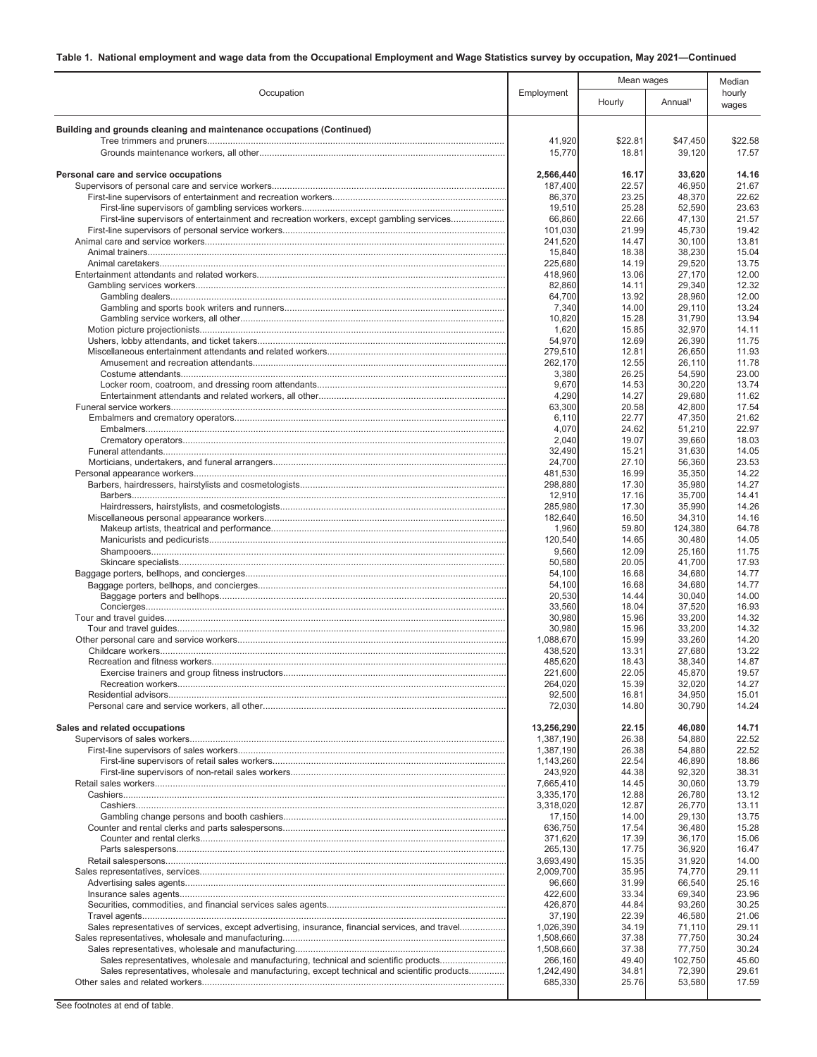**Table 1. National employment and wage data from the Occupational Employment and Wage Statistics survey by occupation, May 2021—Continued**

| Occupation | Employment | Mean wages | | Median hourly wages |
|---|---|---|---|---|
| | | Hourly | Annual[1] | |
| **Building and grounds cleaning and maintenance occupations (Continued)** | | | | |
| Tree trimmers and pruners | 41,920 | $22.81 | $47,450 | $22.58 |
| Grounds maintenance workers, all other | 15,770 | 18.81 | 39,120 | 17.57 |
| **Personal care and service occupations** | **2,566,440** | **16.17** | **33,620** | **14.16** |
| Supervisors of personal care and service workers | 187,400 | 22.57 | 46,950 | 21.67 |
| First-line supervisors of entertainment and recreation workers | 86,370 | 23.25 | 48,370 | 22.62 |
| First-line supervisors of gambling services workers | 19,510 | 25.28 | 52,590 | 23.63 |
| First-line supervisors of entertainment and recreation workers, except gambling services | 66,860 | 22.66 | 47,130 | 21.57 |
| First-line supervisors of personal service workers | 101,030 | 21.99 | 45,730 | 19.42 |
| Animal care and service workers | 241,520 | 14.47 | 30,100 | 13.81 |
| Animal trainers | 15,840 | 18.38 | 38,230 | 15.04 |
| Animal caretakers | 225,680 | 14.19 | 29,520 | 13.75 |
| Entertainment attendants and related workers | 418,960 | 13.06 | 27,170 | 12.00 |
| Gambling services workers | 82,860 | 14.11 | 29,340 | 12.32 |
| Gambling dealers | 64,700 | 13.92 | 28,960 | 12.00 |
| Gambling and sports book writers and runners | 7,340 | 14.00 | 29,110 | 13.24 |
| Gambling service workers, all other | 10,820 | 15.28 | 31,790 | 13.94 |
| Motion picture projectionists | 1,620 | 15.85 | 32,970 | 14.11 |
| Ushers, lobby attendants, and ticket takers | 54,970 | 12.69 | 26,390 | 11.75 |
| Miscellaneous entertainment attendants and related workers | 279,510 | 12.81 | 26,650 | 11.93 |
| Amusement and recreation attendants | 262,170 | 12.55 | 26,110 | 11.78 |
| Costume attendants | 3,380 | 26.25 | 54,590 | 23.00 |
| Locker room, coatroom, and dressing room attendants | 9,670 | 14.53 | 30,220 | 13.74 |
| Entertainment attendants and related workers, all other | 4,290 | 14.27 | 29,680 | 11.62 |
| Funeral service workers | 63,300 | 20.58 | 42,800 | 17.54 |
| Embalmers and crematory operators | 6,110 | 22.77 | 47,350 | 21.62 |
| Embalmers | 4,070 | 24.62 | 51,210 | 22.97 |
| Crematory operators | 2,040 | 19.07 | 39,660 | 18.03 |
| Funeral attendants | 32,490 | 15.21 | 31,630 | 14.05 |
| Morticians, undertakers, and funeral arrangers | 24,700 | 27.10 | 56,360 | 23.53 |
| Personal appearance workers | 481,530 | 16.99 | 35,350 | 14.22 |
| Barbers, hairdressers, hairstylists and cosmetologists | 298,880 | 17.30 | 35,980 | 14.27 |
| Barbers | 12,910 | 17.16 | 35,700 | 14.41 |
| Hairdressers, hairstylists, and cosmetologists | 285,980 | 17.30 | 35,990 | 14.26 |
| Miscellaneous personal appearance workers | 182,640 | 16.50 | 34,310 | 14.16 |
| Makeup artists, theatrical and performance | 1,960 | 59.80 | 124,380 | 64.78 |
| Manicurists and pedicurists | 120,540 | 14.65 | 30,480 | 14.05 |
| Shampooers | 9,560 | 12.09 | 25,160 | 11.75 |
| Skincare specialists | 50,580 | 20.05 | 41,700 | 17.93 |
| Baggage porters, bellhops, and concierges | 54,100 | 16.68 | 34,680 | 14.77 |
| Baggage porters, bellhops, and concierges | 54,100 | 16.68 | 34,680 | 14.77 |
| Baggage porters and bellhops | 20,530 | 14.44 | 30,040 | 14.00 |
| Concierges | 33,560 | 18.04 | 37,520 | 16.93 |
| Tour and travel guides | 30,980 | 15.96 | 33,200 | 14.32 |
| Tour and travel guides | 30,980 | 15.96 | 33,200 | 14.32 |
| Other personal care and service workers | 1,088,670 | 15.99 | 33,260 | 14.20 |
| Childcare workers | 438,520 | 13.31 | 27,680 | 13.22 |
| Recreation and fitness workers | 485,620 | 18.43 | 38,340 | 14.87 |
| Exercise trainers and group fitness instructors | 221,600 | 22.05 | 45,870 | 19.57 |
| Recreation workers | 264,020 | 15.39 | 32,020 | 14.27 |
| Residential advisors | 92,500 | 16.81 | 34,950 | 15.01 |
| Personal care and service workers, all other | 72,030 | 14.80 | 30,790 | 14.24 |
| **Sales and related occupations** | **13,256,290** | **22.15** | **46,080** | **14.71** |
| Supervisors of sales workers | 1,387,190 | 26.38 | 54,880 | 22.52 |
| First-line supervisors of sales workers | 1,387,190 | 26.38 | 54,880 | 22.52 |
| First-line supervisors of retail sales workers | 1,143,260 | 22.54 | 46,890 | 18.86 |
| First-line supervisors of non-retail sales workers | 243,920 | 44.38 | 92,320 | 38.31 |
| Retail sales workers | 7,665,410 | 14.45 | 30,060 | 13.79 |
| Cashiers | 3,335,170 | 12.88 | 26,780 | 13.12 |
| Cashiers | 3,318,020 | 12.87 | 26,770 | 13.11 |
| Gambling change persons and booth cashiers | 17,150 | 14.00 | 29,130 | 13.75 |
| Counter and rental clerks and parts salespersons | 636,750 | 17.54 | 36,480 | 15.28 |
| Counter and rental clerks | 371,620 | 17.39 | 36,170 | 15.06 |
| Parts salespersons | 265,130 | 17.75 | 36,920 | 16.47 |
| Retail salespersons | 3,693,490 | 15.35 | 31,920 | 14.00 |
| Sales representatives, services | 2,009,700 | 35.95 | 74,770 | 29.11 |
| Advertising sales agents | 96,660 | 31.99 | 66,540 | 25.16 |
| Insurance sales agents | 422,600 | 33.34 | 69,340 | 23.96 |
| Securities, commodities, and financial services sales agents | 426,870 | 44.84 | 93,260 | 30.25 |
| Travel agents | 37,190 | 22.39 | 46,580 | 21.06 |
| Sales representatives of services, except advertising, insurance, financial services, and travel | 1,026,390 | 34.19 | 71,110 | 29.11 |
| Sales representatives, wholesale and manufacturing | 1,508,660 | 37.38 | 77,750 | 30.24 |
| Sales representatives, wholesale and manufacturing | 1,508,660 | 37.38 | 77,750 | 30.24 |
| Sales representatives, wholesale and manufacturing, technical and scientific products | 266,160 | 49.40 | 102,750 | 45.60 |
| Sales representatives, wholesale and manufacturing, except technical and scientific products | 1,242,490 | 34.81 | 72,390 | 29.61 |
| Other sales and related workers | 685,330 | 25.76 | 53,580 | 17.59 |

See footnotes at end of table.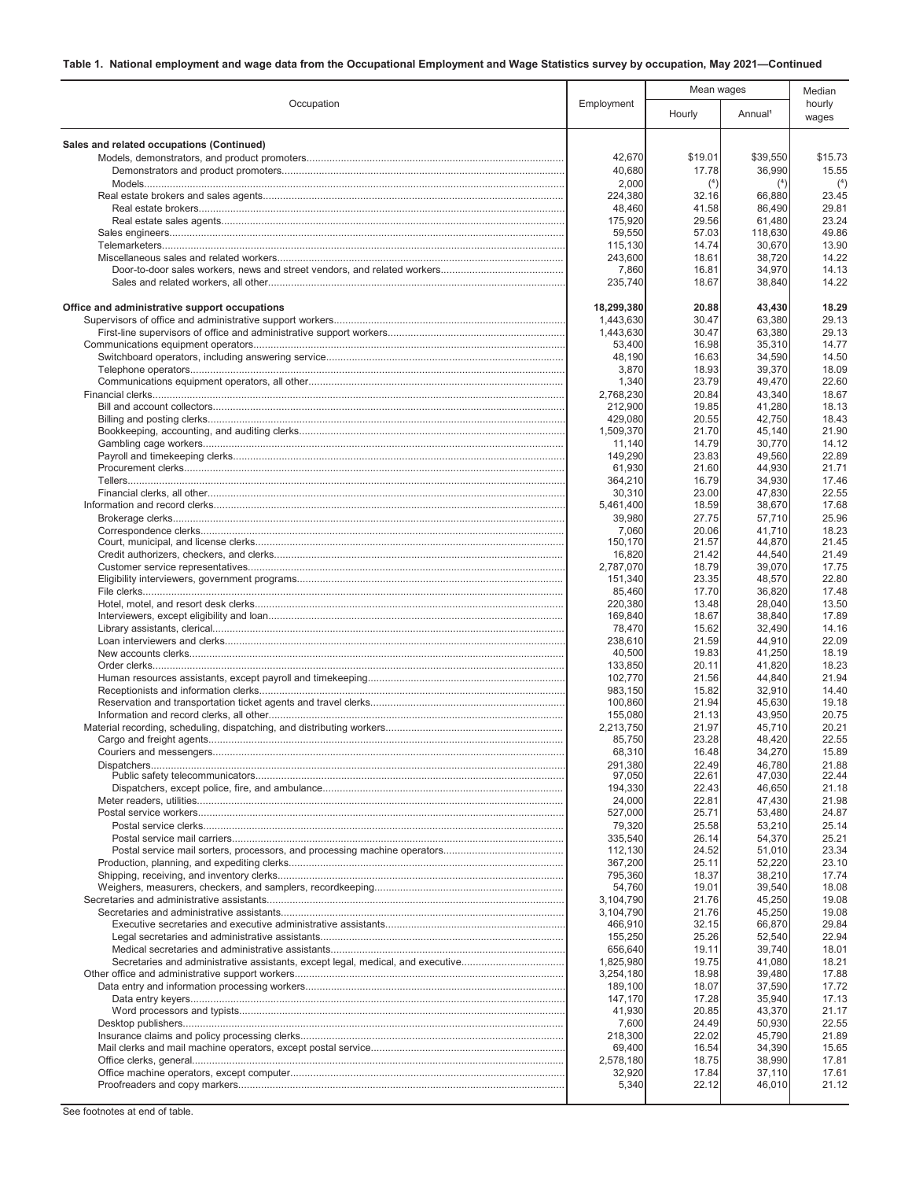**Table 1. National employment and wage data from the Occupational Employment and Wage Statistics survey by occupation, May 2021—Continued**

| Occupation | Employment | Mean wages | | Median hourly wages |
|---|---|---|---|---|
| | | Hourly | Annual[1] | |
| **Sales and related occupations (Continued)** | | | | |
| Models, demonstrators, and product promoters | 42,670 | $19.01 | $39,550 | $15.73 |
| Demonstrators and product promoters | 40,680 | 17.78 | 36,990 | 15.55 |
| Models | 2,000 | (4) | (4) | (4) |
| Real estate brokers and sales agents | 224,380 | 32.16 | 66,880 | 23.45 |
| Real estate brokers | 48,460 | 41.58 | 86,490 | 29.81 |
| Real estate sales agents | 175,920 | 29.56 | 61,480 | 23.24 |
| Sales engineers | 59,550 | 57.03 | 118,630 | 49.86 |
| Telemarketers | 115,130 | 14.74 | 30,670 | 13.90 |
| Miscellaneous sales and related workers | 243,600 | 18.61 | 38,720 | 14.22 |
| Door-to-door sales workers, news and street vendors, and related workers | 7,860 | 16.81 | 34,970 | 14.13 |
| Sales and related workers, all other | 235,740 | 18.67 | 38,840 | 14.22 |
| **Office and administrative support occupations** | **18,299,380** | **20.88** | **43,430** | **18.29** |
| Supervisors of office and administrative support workers | 1,443,630 | 30.47 | 63,380 | 29.13 |
| First-line supervisors of office and administrative support workers | 1,443,630 | 30.47 | 63,380 | 29.13 |
| Communications equipment operators | 53,400 | 16.98 | 35,310 | 14.77 |
| Switchboard operators, including answering service | 48,190 | 16.63 | 34,590 | 14.50 |
| Telephone operators | 3,870 | 18.93 | 39,370 | 18.09 |
| Communications equipment operators, all other | 1,340 | 23.79 | 49,470 | 22.60 |
| Financial clerks | 2,768,230 | 20.84 | 43,340 | 18.67 |
| Bill and account collectors | 212,900 | 19.85 | 41,280 | 18.13 |
| Billing and posting clerks | 429,080 | 20.55 | 42,750 | 18.43 |
| Bookkeeping, accounting, and auditing clerks | 1,509,370 | 21.70 | 45,140 | 21.90 |
| Gambling cage workers | 11,140 | 14.79 | 30,770 | 14.12 |
| Payroll and timekeeping clerks | 149,290 | 23.83 | 49,560 | 22.89 |
| Procurement clerks | 61,930 | 21.60 | 44,930 | 21.71 |
| Tellers | 364,210 | 16.79 | 34,930 | 17.46 |
| Financial clerks, all other | 30,310 | 23.00 | 47,830 | 22.55 |
| Information and record clerks | 5,461,400 | 18.59 | 38,670 | 17.68 |
| Brokerage clerks | 39,980 | 27.75 | 57,710 | 25.96 |
| Correspondence clerks | 7,060 | 20.06 | 41,710 | 18.23 |
| Court, municipal, and license clerks | 150,170 | 21.57 | 44,870 | 21.45 |
| Credit authorizers, checkers, and clerks | 16,820 | 21.42 | 44,540 | 21.49 |
| Customer service representatives | 2,787,070 | 18.79 | 39,070 | 17.75 |
| Eligibility interviewers, government programs | 151,340 | 23.35 | 48,570 | 22.80 |
| File clerks | 85,460 | 17.70 | 36,820 | 17.48 |
| Hotel, motel, and resort desk clerks | 220,380 | 13.48 | 28,040 | 13.50 |
| Interviewers, except eligibility and loan | 169,840 | 18.67 | 38,840 | 17.89 |
| Library assistants, clerical | 78,470 | 15.62 | 32,490 | 14.16 |
| Loan interviewers and clerks | 238,610 | 21.59 | 44,910 | 22.09 |
| New accounts clerks | 40,500 | 19.83 | 41,250 | 18.19 |
| Order clerks | 133,850 | 20.11 | 41,820 | 18.23 |
| Human resources assistants, except payroll and timekeeping | 102,770 | 21.56 | 44,840 | 21.94 |
| Receptionists and information clerks | 983,150 | 15.82 | 32,910 | 14.40 |
| Reservation and transportation ticket agents and travel clerks | 100,860 | 21.94 | 45,630 | 19.18 |
| Information and record clerks, all other | 155,080 | 21.13 | 43,950 | 20.75 |
| Material recording, scheduling, dispatching, and distributing workers | 2,213,750 | 21.97 | 45,710 | 20.21 |
| Cargo and freight agents | 85,750 | 23.28 | 48,420 | 22.55 |
| Couriers and messengers | 68,310 | 16.48 | 34,270 | 15.89 |
| Dispatchers | 291,380 | 22.49 | 46,780 | 21.88 |
| Public safety telecommunicators | 97,050 | 22.61 | 47,030 | 22.44 |
| Dispatchers, except police, fire, and ambulance | 194,330 | 22.43 | 46,650 | 21.18 |
| Meter readers, utilities | 24,000 | 22.81 | 47,430 | 21.98 |
| Postal service workers | 527,000 | 25.71 | 53,480 | 24.87 |
| Postal service clerks | 79,320 | 25.58 | 53,210 | 25.14 |
| Postal service mail carriers | 335,540 | 26.14 | 54,370 | 25.21 |
| Postal service mail sorters, processors, and processing machine operators | 112,130 | 24.52 | 51,010 | 23.34 |
| Production, planning, and expediting clerks | 367,200 | 25.11 | 52,220 | 23.10 |
| Shipping, receiving, and inventory clerks | 795,360 | 18.37 | 38,210 | 17.74 |
| Weighers, measurers, checkers, and samplers, recordkeeping | 54,760 | 19.01 | 39,540 | 18.08 |
| Secretaries and administrative assistants | 3,104,790 | 21.76 | 45,250 | 19.08 |
| Secretaries and administrative assistants | 3,104,790 | 21.76 | 45,250 | 19.08 |
| Executive secretaries and executive administrative assistants | 466,910 | 32.15 | 66,870 | 29.84 |
| Legal secretaries and administrative assistants | 155,250 | 25.26 | 52,540 | 22.94 |
| Medical secretaries and administrative assistants | 656,640 | 19.11 | 39,740 | 18.01 |
| Secretaries and administrative assistants, except legal, medical, and executive | 1,825,980 | 19.75 | 41,080 | 18.21 |
| Other office and administrative support workers | 3,254,180 | 18.98 | 39,480 | 17.88 |
| Data entry and information processing workers | 189,100 | 18.07 | 37,590 | 17.72 |
| Data entry keyers | 147,170 | 17.28 | 35,940 | 17.13 |
| Word processors and typists | 41,930 | 20.85 | 43,370 | 21.17 |
| Desktop publishers | 7,600 | 24.49 | 50,930 | 22.55 |
| Insurance claims and policy processing clerks | 218,300 | 22.02 | 45,790 | 21.89 |
| Mail clerks and mail machine operators, except postal service | 69,400 | 16.54 | 34,390 | 15.65 |
| Office clerks, general | 2,578,180 | 18.75 | 38,990 | 17.81 |
| Office machine operators, except computer | 32,920 | 17.84 | 37,110 | 17.61 |
| Proofreaders and copy markers | 5,340 | 22.12 | 46,010 | 21.12 |

See footnotes at end of table.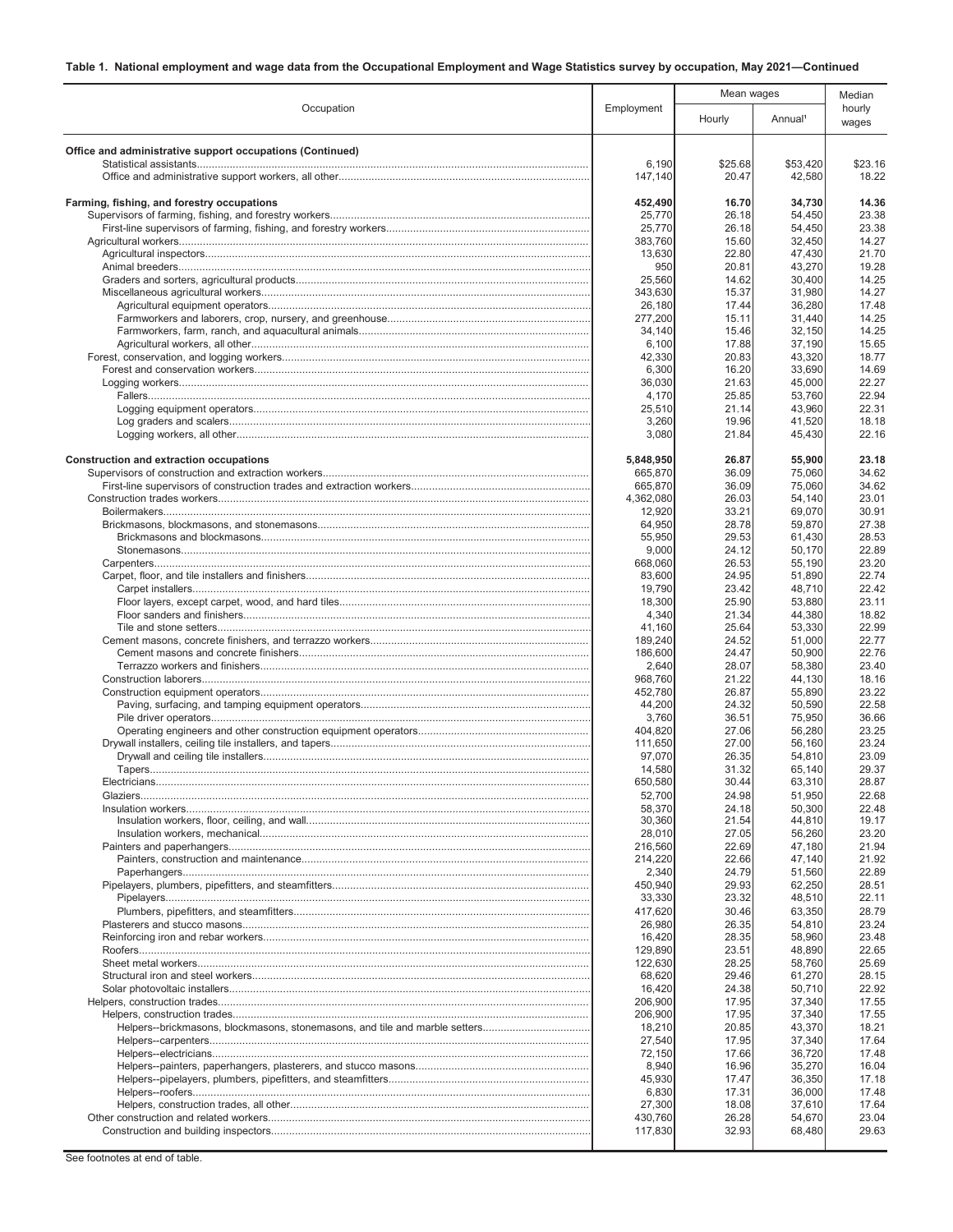**Table 1. National employment and wage data from the Occupational Employment and Wage Statistics survey by occupation, May 2021—Continued**

| Occupation | Employment | Mean wages | | Median hourly wages |
|---|---|---|---|---|
| | | Hourly | Annual[1] | |
| **Office and administrative support occupations (Continued)** | | | | |
| Statistical assistants | 6,190 | $25.68 | $53,420 | $23.16 |
| Office and administrative support workers, all other | 147,140 | 20.47 | 42,580 | 18.22 |
| **Farming, fishing, and forestry occupations** | **452,490** | **16.70** | **34,730** | **14.36** |
| Supervisors of farming, fishing, and forestry workers | 25,770 | 26.18 | 54,450 | 23.38 |
| First-line supervisors of farming, fishing, and forestry workers | 25,770 | 26.18 | 54,450 | 23.38 |
| Agricultural workers | 383,760 | 15.60 | 32,450 | 14.27 |
| Agricultural inspectors | 13,630 | 22.80 | 47,430 | 21.70 |
| Animal breeders | 950 | 20.81 | 43,270 | 19.28 |
| Graders and sorters, agricultural products | 25,560 | 14.62 | 30,400 | 14.25 |
| Miscellaneous agricultural workers | 343,630 | 15.37 | 31,980 | 14.27 |
| Agricultural equipment operators | 26,180 | 17.44 | 36,280 | 17.48 |
| Farmworkers and laborers, crop, nursery, and greenhouse | 277,200 | 15.11 | 31,440 | 14.25 |
| Farmworkers, farm, ranch, and aquacultural animals | 34,140 | 15.46 | 32,150 | 14.25 |
| Agricultural workers, all other | 6,100 | 17.88 | 37,190 | 15.65 |
| Forest, conservation, and logging workers | 42,330 | 20.83 | 43,320 | 18.77 |
| Forest and conservation workers | 6,300 | 16.20 | 33,690 | 14.69 |
| Logging workers | 36,030 | 21.63 | 45,000 | 22.27 |
| Fallers | 4,170 | 25.85 | 53,760 | 22.94 |
| Logging equipment operators | 25,510 | 21.14 | 43,960 | 22.31 |
| Log graders and scalers | 3,260 | 19.96 | 41,520 | 18.18 |
| Logging workers, all other | 3,080 | 21.84 | 45,430 | 22.16 |
| **Construction and extraction occupations** | **5,848,950** | **26.87** | **55,900** | **23.18** |
| Supervisors of construction and extraction workers | 665,870 | 36.09 | 75,060 | 34.62 |
| First-line supervisors of construction trades and extraction workers | 665,870 | 36.09 | 75,060 | 34.62 |
| Construction trades workers | 4,362,080 | 26.03 | 54,140 | 23.01 |
| Boilermakers | 12,920 | 33.21 | 69,070 | 30.91 |
| Brickmasons, blockmasons, and stonemasons | 64,950 | 28.78 | 59,870 | 27.38 |
| Brickmasons and blockmasons | 55,950 | 29.53 | 61,430 | 28.53 |
| Stonemasons | 9,000 | 24.12 | 50,170 | 22.89 |
| Carpenters | 668,060 | 26.53 | 55,190 | 23.20 |
| Carpet, floor, and tile installers and finishers | 83,600 | 24.95 | 51,890 | 22.74 |
| Carpet installers | 19,790 | 23.42 | 48,710 | 22.42 |
| Floor layers, except carpet, wood, and hard tiles | 18,300 | 25.90 | 53,880 | 23.11 |
| Floor sanders and finishers | 4,340 | 21.34 | 44,380 | 18.82 |
| Tile and stone setters | 41,160 | 25.64 | 53,330 | 22.99 |
| Cement masons, concrete finishers, and terrazzo workers | 189,240 | 24.52 | 51,000 | 22.77 |
| Cement masons and concrete finishers | 186,600 | 24.47 | 50,900 | 22.76 |
| Terrazzo workers and finishers | 2,640 | 28.07 | 58,380 | 23.40 |
| Construction laborers | 968,760 | 21.22 | 44,130 | 18.16 |
| Construction equipment operators | 452,780 | 26.87 | 55,890 | 23.22 |
| Paving, surfacing, and tamping equipment operators | 44,200 | 24.32 | 50,590 | 22.58 |
| Pile driver operators | 3,760 | 36.51 | 75,950 | 36.66 |
| Operating engineers and other construction equipment operators | 404,820 | 27.06 | 56,280 | 23.25 |
| Drywall installers, ceiling tile installers, and tapers | 111,650 | 27.00 | 56,160 | 23.24 |
| Drywall and ceiling tile installers | 97,070 | 26.35 | 54,810 | 23.09 |
| Tapers | 14,580 | 31.32 | 65,140 | 29.37 |
| Electricians | 650,580 | 30.44 | 63,310 | 28.87 |
| Glaziers | 52,700 | 24.98 | 51,950 | 22.68 |
| Insulation workers | 58,370 | 24.18 | 50,300 | 22.48 |
| Insulation workers, floor, ceiling, and wall | 30,360 | 21.54 | 44,810 | 19.17 |
| Insulation workers, mechanical | 28,010 | 27.05 | 56,260 | 23.20 |
| Painters and paperhangers | 216,560 | 22.69 | 47,180 | 21.94 |
| Painters, construction and maintenance | 214,220 | 22.66 | 47,140 | 21.92 |
| Paperhangers | 2,340 | 24.79 | 51,560 | 22.89 |
| Pipelayers, plumbers, pipefitters, and steamfitters | 450,940 | 29.93 | 62,250 | 28.51 |
| Pipelayers | 33,330 | 23.32 | 48,510 | 22.11 |
| Plumbers, pipefitters, and steamfitters | 417,620 | 30.46 | 63,350 | 28.79 |
| Plasterers and stucco masons | 26,980 | 26.35 | 54,810 | 23.24 |
| Reinforcing iron and rebar workers | 16,420 | 28.35 | 58,960 | 23.48 |
| Roofers | 129,890 | 23.51 | 48,890 | 22.65 |
| Sheet metal workers | 122,630 | 28.25 | 58,760 | 25.69 |
| Structural iron and steel workers | 68,620 | 29.46 | 61,270 | 28.15 |
| Solar photovoltaic installers | 16,420 | 24.38 | 50,710 | 22.92 |
| Helpers, construction trades | 206,900 | 17.95 | 37,340 | 17.55 |
| Helpers, construction trades | 206,900 | 17.95 | 37,340 | 17.55 |
| Helpers--brickmasons, blockmasons, stonemasons, and tile and marble setters | 18,210 | 20.85 | 43,370 | 18.21 |
| Helpers--carpenters | 27,540 | 17.95 | 37,340 | 17.64 |
| Helpers--electricians | 72,150 | 17.66 | 36,720 | 17.48 |
| Helpers--painters, paperhangers, plasterers, and stucco masons | 8,940 | 16.96 | 35,270 | 16.04 |
| Helpers--pipelayers, plumbers, pipefitters, and steamfitters | 45,930 | 17.47 | 36,350 | 17.18 |
| Helpers--roofers | 6,830 | 17.31 | 36,000 | 17.48 |
| Helpers, construction trades, all other | 27,300 | 18.08 | 37,610 | 17.64 |
| Other construction and related workers | 430,760 | 26.28 | 54,670 | 23.04 |
| Construction and building inspectors | 117,830 | 32.93 | 68,480 | 29.63 |

See footnotes at end of table.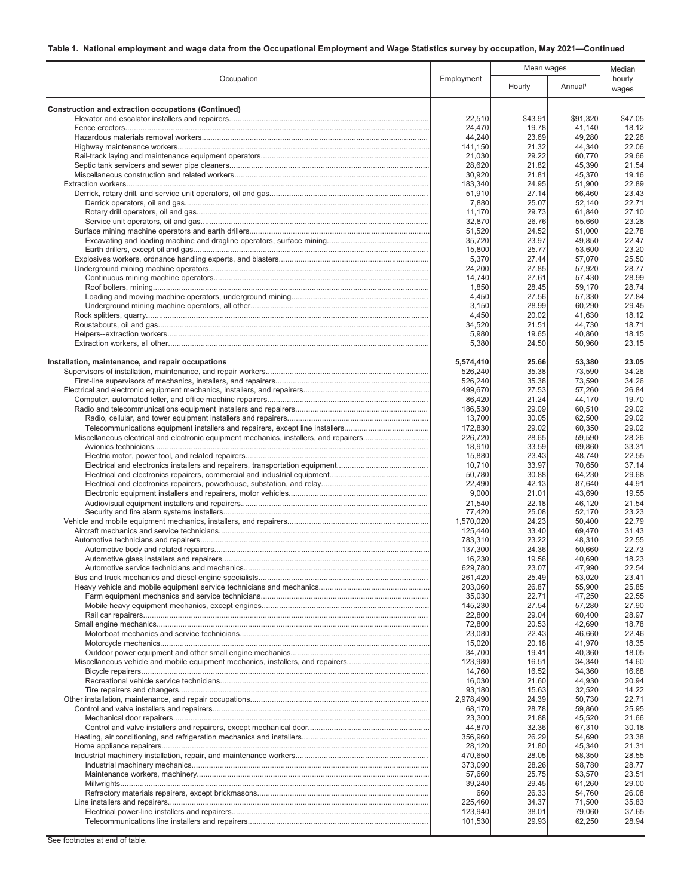**Table 1. National employment and wage data from the Occupational Employment and Wage Statistics survey by occupation, May 2021—Continued**

| Occupation | Employment | Mean wages | | Median hourly wages |
|---|---|---|---|---|
| | | Hourly | Annual[1] | |
| **Construction and extraction occupations (Continued)** | | | | |
| Elevator and escalator installers and repairers | 22,510 | $43.91 | $91,320 | $47.05 |
| Fence erectors | 24,470 | 19.78 | 41,140 | 18.12 |
| Hazardous materials removal workers | 44,240 | 23.69 | 49,280 | 22.26 |
| Highway maintenance workers | 141,150 | 21.32 | 44,340 | 22.06 |
| Rail-track laying and maintenance equipment operators | 21,030 | 29.22 | 60,770 | 29.66 |
| Septic tank servicers and sewer pipe cleaners | 28,620 | 21.82 | 45,390 | 21.54 |
| Miscellaneous construction and related workers | 30,920 | 21.81 | 45,370 | 19.16 |
| Extraction workers | 183,340 | 24.95 | 51,900 | 22.89 |
| Derrick, rotary drill, and service unit operators, oil and gas | 51,910 | 27.14 | 56,460 | 23.43 |
| Derrick operators, oil and gas | 7,880 | 25.07 | 52,140 | 22.71 |
| Rotary drill operators, oil and gas | 11,170 | 29.73 | 61,840 | 27.10 |
| Service unit operators, oil and gas | 32,870 | 26.76 | 55,660 | 23.28 |
| Surface mining machine operators and earth drillers | 51,520 | 24.52 | 51,000 | 22.78 |
| Excavating and loading machine and dragline operators, surface mining | 35,720 | 23.97 | 49,850 | 22.47 |
| Earth drillers, except oil and gas | 15,800 | 25.77 | 53,600 | 23.20 |
| Explosives workers, ordnance handling experts, and blasters | 5,370 | 27.44 | 57,070 | 25.50 |
| Underground mining machine operators | 24,200 | 27.85 | 57,920 | 28.77 |
| Continuous mining machine operators | 14,740 | 27.61 | 57,430 | 28.99 |
| Roof bolters, mining | 1,850 | 28.45 | 59,170 | 28.74 |
| Loading and moving machine operators, underground mining | 4,450 | 27.56 | 57,330 | 27.84 |
| Underground mining machine operators, all other | 3,150 | 28.99 | 60,290 | 29.45 |
| Rock splitters, quarry | 4,450 | 20.02 | 41,630 | 18.12 |
| Roustabouts, oil and gas | 34,520 | 21.51 | 44,730 | 18.71 |
| Helpers--extraction workers | 5,980 | 19.65 | 40,860 | 18.15 |
| Extraction workers, all other | 5,380 | 24.50 | 50,960 | 23.15 |
| **Installation, maintenance, and repair occupations** | **5,574,410** | **25.66** | **53,380** | **23.05** |
| Supervisors of installation, maintenance, and repair workers | 526,240 | 35.38 | 73,590 | 34.26 |
| First-line supervisors of mechanics, installers, and repairers | 526,240 | 35.38 | 73,590 | 34.26 |
| Electrical and electronic equipment mechanics, installers, and repairers | 499,670 | 27.53 | 57,260 | 26.84 |
| Computer, automated teller, and office machine repairers | 86,420 | 21.24 | 44,170 | 19.70 |
| Radio and telecommunications equipment installers and repairers | 186,530 | 29.09 | 60,510 | 29.02 |
| Radio, cellular, and tower equipment installers and repairers | 13,700 | 30.05 | 62,500 | 29.02 |
| Telecommunications equipment installers and repairers, except line installers | 172,830 | 29.02 | 60,350 | 29.02 |
| Miscellaneous electrical and electronic equipment mechanics, installers, and repairers | 226,720 | 28.65 | 59,590 | 28.26 |
| Avionics technicians | 18,910 | 33.59 | 69,860 | 33.31 |
| Electric motor, power tool, and related repairers | 15,880 | 23.43 | 48,740 | 22.55 |
| Electrical and electronics installers and repairers, transportation equipment | 10,710 | 33.97 | 70,650 | 37.14 |
| Electrical and electronics repairers, commercial and industrial equipment | 50,780 | 30.88 | 64,230 | 29.68 |
| Electrical and electronics repairers, powerhouse, substation, and relay | 22,490 | 42.13 | 87,640 | 44.91 |
| Electronic equipment installers and repairers, motor vehicles | 9,000 | 21.01 | 43,690 | 19.55 |
| Audiovisual equipment installers and repairers | 21,540 | 22.18 | 46,120 | 21.54 |
| Security and fire alarm systems installers | 77,420 | 25.08 | 52,170 | 23.23 |
| Vehicle and mobile equipment mechanics, installers, and repairers | 1,570,020 | 24.23 | 50,400 | 22.79 |
| Aircraft mechanics and service technicians | 125,440 | 33.40 | 69,470 | 31.43 |
| Automotive technicians and repairers | 783,310 | 23.22 | 48,310 | 22.55 |
| Automotive body and related repairers | 137,300 | 24.36 | 50,660 | 22.73 |
| Automotive glass installers and repairers | 16,230 | 19.56 | 40,690 | 18.23 |
| Automotive service technicians and mechanics | 629,780 | 23.07 | 47,990 | 22.54 |
| Bus and truck mechanics and diesel engine specialists | 261,420 | 25.49 | 53,020 | 23.41 |
| Heavy vehicle and mobile equipment service technicians and mechanics | 203,060 | 26.87 | 55,900 | 25.85 |
| Farm equipment mechanics and service technicians | 35,030 | 22.71 | 47,250 | 22.55 |
| Mobile heavy equipment mechanics, except engines | 145,230 | 27.54 | 57,280 | 27.90 |
| Rail car repairers | 22,800 | 29.04 | 60,400 | 28.97 |
| Small engine mechanics | 72,800 | 20.53 | 42,690 | 18.78 |
| Motorboat mechanics and service technicians | 23,080 | 22.43 | 46,660 | 22.46 |
| Motorcycle mechanics | 15,020 | 20.18 | 41,970 | 18.35 |
| Outdoor power equipment and other small engine mechanics | 34,700 | 19.41 | 40,360 | 18.05 |
| Miscellaneous vehicle and mobile equipment mechanics, installers, and repairers | 123,980 | 16.51 | 34,340 | 14.60 |
| Bicycle repairers | 14,760 | 16.52 | 34,360 | 16.68 |
| Recreational vehicle service technicians | 16,030 | 21.60 | 44,930 | 20.94 |
| Tire repairers and changers | 93,180 | 15.63 | 32,520 | 14.22 |
| Other installation, maintenance, and repair occupations | 2,978,490 | 24.39 | 50,730 | 22.71 |
| Control and valve installers and repairers | 68,170 | 28.78 | 59,860 | 25.95 |
| Mechanical door repairers | 23,300 | 21.88 | 45,520 | 21.66 |
| Control and valve installers and repairers, except mechanical door | 44,870 | 32.36 | 67,310 | 30.18 |
| Heating, air conditioning, and refrigeration mechanics and installers | 356,960 | 26.29 | 54,690 | 23.38 |
| Home appliance repairers | 28,120 | 21.80 | 45,340 | 21.31 |
| Industrial machinery installation, repair, and maintenance workers | 470,650 | 28.05 | 58,350 | 28.55 |
| Industrial machinery mechanics | 373,090 | 28.26 | 58,780 | 28.77 |
| Maintenance workers, machinery | 57,660 | 25.75 | 53,570 | 23.51 |
| Millwrights | 39,240 | 29.45 | 61,260 | 29.00 |
| Refractory materials repairers, except brickmasons | 660 | 26.33 | 54,760 | 26.08 |
| Line installers and repairers | 225,460 | 34.37 | 71,500 | 35.83 |
| Electrical power-line installers and repairers | 123,940 | 38.01 | 79,060 | 37.65 |
| Telecommunications line installers and repairers | 101,530 | 29.93 | 62,250 | 28.94 |

See footnotes at end of table.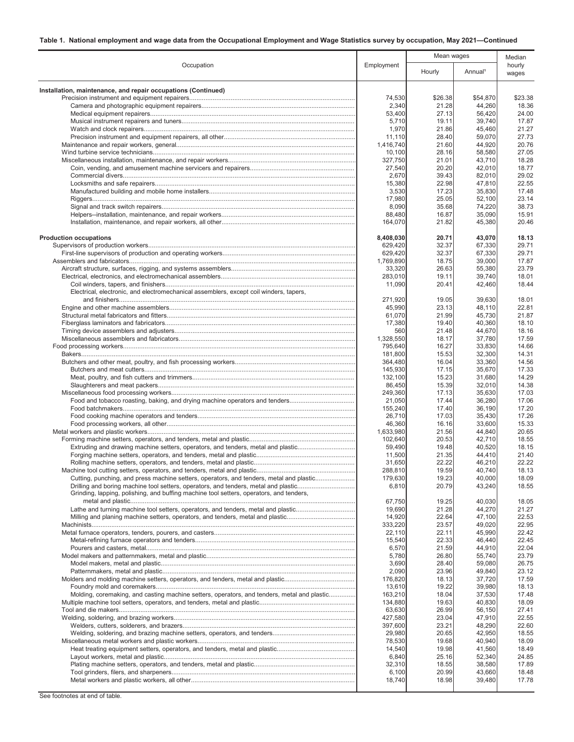**Table 1. National employment and wage data from the Occupational Employment and Wage Statistics survey by occupation, May 2021—Continued**

| Occupation | Employment | Mean wages | | Median hourly wages |
|---|---|---|---|---|
| | | Hourly | Annual[1] | |
| **Installation, maintenance, and repair occupations (Continued)** | | | | |
| Precision instrument and equipment repairers | 74,530 | $26.38 | $54,870 | $23.38 |
| Camera and photographic equipment repairers | 2,340 | 21.28 | 44,260 | 18.36 |
| Medical equipment repairers | 53,400 | 27.13 | 56,420 | 24.00 |
| Musical instrument repairers and tuners | 5,710 | 19.11 | 39,740 | 17.87 |
| Watch and clock repairers | 1,970 | 21.86 | 45,460 | 21.27 |
| Precision instrument and equipment repairers, all other | 11,110 | 28.40 | 59,070 | 27.73 |
| Maintenance and repair workers, general | 1,416,740 | 21.60 | 44,920 | 20.76 |
| Wind turbine service technicians | 10,100 | 28.16 | 58,580 | 27.05 |
| Miscellaneous installation, maintenance, and repair workers | 327,750 | 21.01 | 43,710 | 18.28 |
| Coin, vending, and amusement machine servicers and repairers | 27,540 | 20.20 | 42,010 | 18.77 |
| Commercial divers | 2,670 | 39.43 | 82,010 | 29.02 |
| Locksmiths and safe repairers | 15,380 | 22.98 | 47,810 | 22.55 |
| Manufactured building and mobile home installers | 3,530 | 17.23 | 35,830 | 17.48 |
| Riggers | 17,980 | 25.05 | 52,100 | 23.14 |
| Signal and track switch repairers | 8,090 | 35.68 | 74,220 | 38.73 |
| Helpers--installation, maintenance, and repair workers | 88,480 | 16.87 | 35,090 | 15.91 |
| Installation, maintenance, and repair workers, all other | 164,070 | 21.82 | 45,380 | 20.46 |
| **Production occupations** | **8,408,030** | **20.71** | **43,070** | **18.13** |
| Supervisors of production workers | 629,420 | 32.37 | 67,330 | 29.71 |
| First-line supervisors of production and operating workers | 629,420 | 32.37 | 67,330 | 29.71 |
| Assemblers and fabricators | 1,769,890 | 18.75 | 39,000 | 17.87 |
| Aircraft structure, surfaces, rigging, and systems assemblers | 33,320 | 26.63 | 55,380 | 23.79 |
| Electrical, electronics, and electromechanical assemblers | 283,010 | 19.11 | 39,740 | 18.01 |
| Coil winders, tapers, and finishers | 11,090 | 20.41 | 42,460 | 18.44 |
| Electrical, electronic, and electromechanical assemblers, except coil winders, tapers, and finishers | 271,920 | 19.05 | 39,630 | 18.01 |
| Engine and other machine assemblers | 45,990 | 23.13 | 48,110 | 22.81 |
| Structural metal fabricators and fitters | 61,070 | 21.99 | 45,730 | 21.87 |
| Fiberglass laminators and fabricators | 17,380 | 19.40 | 40,360 | 18.10 |
| Timing device assemblers and adjusters | 560 | 21.48 | 44,670 | 18.16 |
| Miscellaneous assemblers and fabricators | 1,328,550 | 18.17 | 37,780 | 17.59 |
| Food processing workers | 795,640 | 16.27 | 33,830 | 14.66 |
| Bakers | 181,800 | 15.53 | 32,300 | 14.31 |
| Butchers and other meat, poultry, and fish processing workers | 364,480 | 16.04 | 33,360 | 14.56 |
| Butchers and meat cutters | 145,930 | 17.15 | 35,670 | 17.33 |
| Meat, poultry, and fish cutters and trimmers | 132,100 | 15.23 | 31,680 | 14.29 |
| Slaughterers and meat packers | 86,450 | 15.39 | 32,010 | 14.38 |
| Miscellaneous food processing workers | 249,360 | 17.13 | 35,630 | 17.03 |
| Food and tobacco roasting, baking, and drying machine operators and tenders | 21,050 | 17.44 | 36,280 | 17.06 |
| Food batchmakers | 155,240 | 17.40 | 36,190 | 17.20 |
| Food cooking machine operators and tenders | 26,710 | 17.03 | 35,430 | 17.26 |
| Food processing workers, all other | 46,360 | 16.16 | 33,600 | 15.33 |
| Metal workers and plastic workers | 1,633,980 | 21.56 | 44,840 | 20.65 |
| Forming machine setters, operators, and tenders, metal and plastic | 102,640 | 20.53 | 42,710 | 18.55 |
| Extruding and drawing machine setters, operators, and tenders, metal and plastic | 59,490 | 19.48 | 40,520 | 18.15 |
| Forging machine setters, operators, and tenders, metal and plastic | 11,500 | 21.35 | 44,410 | 21.40 |
| Rolling machine setters, operators, and tenders, metal and plastic | 31,650 | 22.22 | 46,210 | 22.22 |
| Machine tool cutting setters, operators, and tenders, metal and plastic | 288,810 | 19.59 | 40,740 | 18.13 |
| Cutting, punching, and press machine setters, operators, and tenders, metal and plastic | 179,630 | 19.23 | 40,000 | 18.09 |
| Drilling and boring machine tool setters, operators, and tenders, metal and plastic | 6,810 | 20.79 | 43,240 | 18.55 |
| Grinding, lapping, polishing, and buffing machine tool setters, operators, and tenders, metal and plastic | 67,750 | 19.25 | 40,030 | 18.05 |
| Lathe and turning machine tool setters, operators, and tenders, metal and plastic | 19,690 | 21.28 | 44,270 | 21.27 |
| Milling and planing machine setters, operators, and tenders, metal and plastic | 14,920 | 22.64 | 47,100 | 22.53 |
| Machinists | 333,220 | 23.57 | 49,020 | 22.95 |
| Metal furnace operators, tenders, pourers, and casters | 22,110 | 22.11 | 45,990 | 22.42 |
| Metal-refining furnace operators and tenders | 15,540 | 22.33 | 46,440 | 22.45 |
| Pourers and casters, metal | 6,570 | 21.59 | 44,910 | 22.04 |
| Model makers and patternmakers, metal and plastic | 5,780 | 26.80 | 55,740 | 23.79 |
| Model makers, metal and plastic | 3,690 | 28.40 | 59,080 | 26.75 |
| Patternmakers, metal and plastic | 2,090 | 23.96 | 49,840 | 23.12 |
| Molders and molding machine setters, operators, and tenders, metal and plastic | 176,820 | 18.13 | 37,720 | 17.59 |
| Foundry mold and coremakers | 13,610 | 19.22 | 39,980 | 18.13 |
| Molding, coremaking, and casting machine setters, operators, and tenders, metal and plastic | 163,210 | 18.04 | 37,530 | 17.48 |
| Multiple machine tool setters, operators, and tenders, metal and plastic | 134,880 | 19.63 | 40,830 | 18.09 |
| Tool and die makers | 63,630 | 26.99 | 56,150 | 27.41 |
| Welding, soldering, and brazing workers | 427,580 | 23.04 | 47,910 | 22.55 |
| Welders, cutters, solderers, and brazers | 397,600 | 23.21 | 48,290 | 22.60 |
| Welding, soldering, and brazing machine setters, operators, and tenders | 29,980 | 20.65 | 42,950 | 18.55 |
| Miscellaneous metal workers and plastic workers | 78,530 | 19.68 | 40,940 | 18.09 |
| Heat treating equipment setters, operators, and tenders, metal and plastic | 14,540 | 19.98 | 41,560 | 18.49 |
| Layout workers, metal and plastic | 6,840 | 25.16 | 52,340 | 24.85 |
| Plating machine setters, operators, and tenders, metal and plastic | 32,310 | 18.55 | 38,580 | 17.89 |
| Tool grinders, filers, and sharpeners | 6,100 | 20.99 | 43,660 | 18.48 |
| Metal workers and plastic workers, all other | 18,740 | 18.98 | 39,480 | 17.78 |

See footnotes at end of table.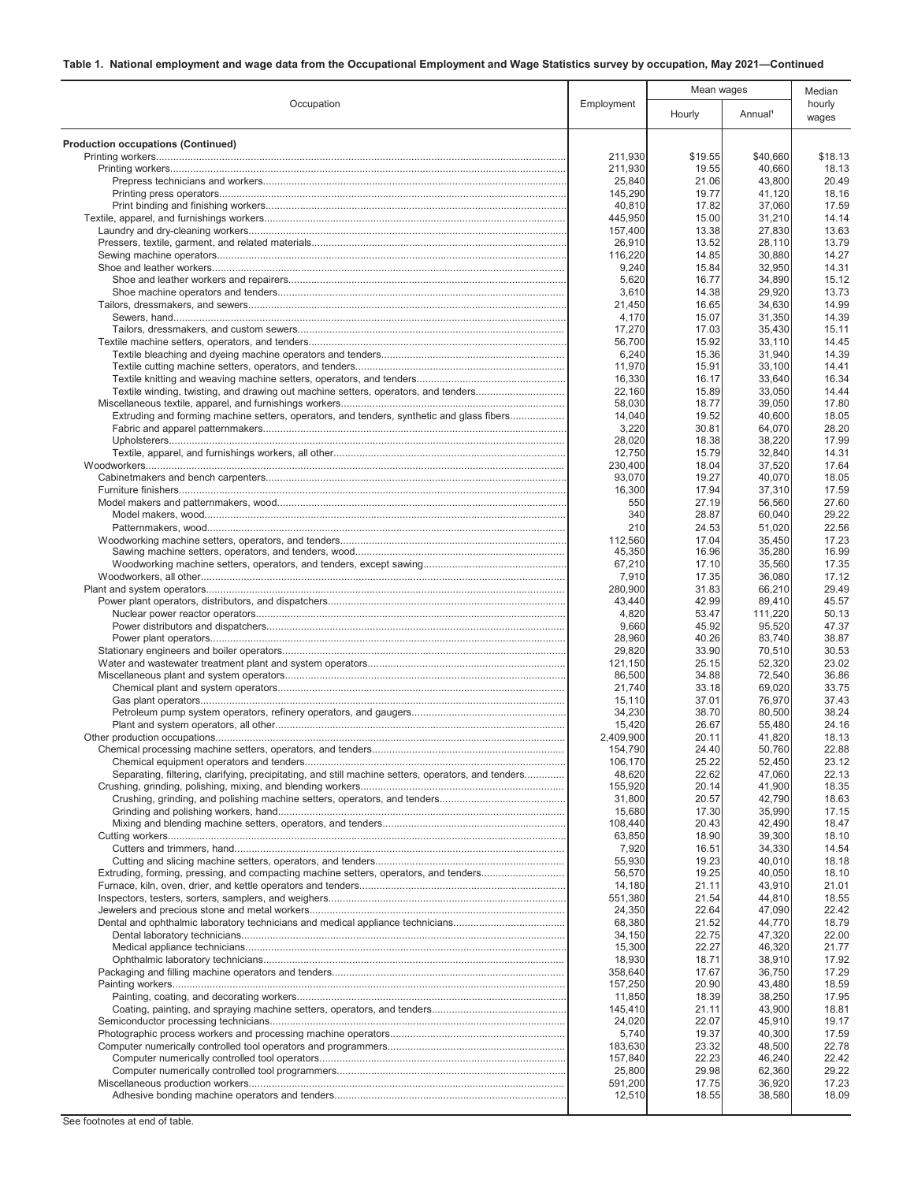**Table 1. National employment and wage data from the Occupational Employment and Wage Statistics survey by occupation, May 2021—Continued**

| Occupation | Employment | Mean wages | | Median hourly wages |
|---|---|---|---|---|
| | | Hourly | Annual[1] | |
| **Production occupations (Continued)** | | | | |
| Printing workers | 211,930 | $19.55 | $40,660 | $18.13 |
| Printing workers | 211,930 | 19.55 | 40,660 | 18.13 |
| Prepress technicians and workers | 25,840 | 21.06 | 43,800 | 20.49 |
| Printing press operators | 145,290 | 19.77 | 41,120 | 18.16 |
| Print binding and finishing workers | 40,810 | 17.82 | 37,060 | 17.59 |
| Textile, apparel, and furnishings workers | 445,950 | 15.00 | 31,210 | 14.14 |
| Laundry and dry-cleaning workers | 157,400 | 13.38 | 27,830 | 13.63 |
| Pressers, textile, garment, and related materials | 26,910 | 13.52 | 28,110 | 13.79 |
| Sewing machine operators | 116,220 | 14.85 | 30,880 | 14.27 |
| Shoe and leather workers | 9,240 | 15.84 | 32,950 | 14.31 |
| Shoe and leather workers and repairers | 5,620 | 16.77 | 34,890 | 15.12 |
| Shoe machine operators and tenders | 3,610 | 14.38 | 29,920 | 13.73 |
| Tailors, dressmakers, and sewers | 21,450 | 16.65 | 34,630 | 14.99 |
| Sewers, hand | 4,170 | 15.07 | 31,350 | 14.39 |
| Tailors, dressmakers, and custom sewers | 17,270 | 17.03 | 35,430 | 15.11 |
| Textile machine setters, operators, and tenders | 56,700 | 15.92 | 33,110 | 14.45 |
| Textile bleaching and dyeing machine operators and tenders | 6,240 | 15.36 | 31,940 | 14.39 |
| Textile cutting machine setters, operators, and tenders | 11,970 | 15.91 | 33,100 | 14.41 |
| Textile knitting and weaving machine setters, operators, and tenders | 16,330 | 16.17 | 33,640 | 16.34 |
| Textile winding, twisting, and drawing out machine setters, operators, and tenders | 22,160 | 15.89 | 33,050 | 14.44 |
| Miscellaneous textile, apparel, and furnishings workers | 58,030 | 18.77 | 39,050 | 17.80 |
| Extruding and forming machine setters, operators, and tenders, synthetic and glass fibers | 14,040 | 19.52 | 40,600 | 18.05 |
| Fabric and apparel patternmakers | 3,220 | 30.81 | 64,070 | 28.20 |
| Upholsterers | 28,020 | 18.38 | 38,220 | 17.99 |
| Textile, apparel, and furnishings workers, all other | 12,750 | 15.79 | 32,840 | 14.31 |
| Woodworkers | 230,400 | 18.04 | 37,520 | 17.64 |
| Cabinetmakers and bench carpenters | 93,070 | 19.27 | 40,070 | 18.05 |
| Furniture finishers | 16,300 | 17.94 | 37,310 | 17.59 |
| Model makers and patternmakers, wood | 550 | 27.19 | 56,560 | 27.60 |
| Model makers, wood | 340 | 28.87 | 60,040 | 29.22 |
| Patternmakers, wood | 210 | 24.53 | 51,020 | 22.56 |
| Woodworking machine setters, operators, and tenders | 112,560 | 17.04 | 35,450 | 17.23 |
| Sawing machine setters, operators, and tenders, wood | 45,350 | 16.96 | 35,280 | 16.99 |
| Woodworking machine setters, operators, and tenders, except sawing | 67,210 | 17.10 | 35,560 | 17.35 |
| Woodworkers, all other | 7,910 | 17.35 | 36,080 | 17.12 |
| Plant and system operators | 280,900 | 31.83 | 66,210 | 29.49 |
| Power plant operators, distributors, and dispatchers | 43,440 | 42.99 | 89,410 | 45.57 |
| Nuclear power reactor operators | 4,820 | 53.47 | 111,220 | 50.13 |
| Power distributors and dispatchers | 9,660 | 45.92 | 95,520 | 47.37 |
| Power plant operators | 28,960 | 40.26 | 83,740 | 38.87 |
| Stationary engineers and boiler operators | 29,820 | 33.90 | 70,510 | 30.53 |
| Water and wastewater treatment plant and system operators | 121,150 | 25.15 | 52,320 | 23.02 |
| Miscellaneous plant and system operators | 86,500 | 34.88 | 72,540 | 36.86 |
| Chemical plant and system operators | 21,740 | 33.18 | 69,020 | 33.75 |
| Gas plant operators | 15,110 | 37.01 | 76,970 | 37.43 |
| Petroleum pump system operators, refinery operators, and gaugers | 34,230 | 38.70 | 80,500 | 38.24 |
| Plant and system operators, all other | 15,420 | 26.67 | 55,480 | 24.16 |
| Other production occupations | 2,409,900 | 20.11 | 41,820 | 18.13 |
| Chemical processing machine setters, operators, and tenders | 154,790 | 24.40 | 50,760 | 22.88 |
| Chemical equipment operators and tenders | 106,170 | 25.22 | 52,450 | 23.12 |
| Separating, filtering, clarifying, precipitating, and still machine setters, operators, and tenders | 48,620 | 22.62 | 47,060 | 22.13 |
| Crushing, grinding, polishing, mixing, and blending workers | 155,920 | 20.14 | 41,900 | 18.35 |
| Crushing, grinding, and polishing machine setters, operators, and tenders | 31,800 | 20.57 | 42,790 | 18.63 |
| Grinding and polishing workers, hand | 15,680 | 17.30 | 35,990 | 17.15 |
| Mixing and blending machine setters, operators, and tenders | 108,440 | 20.43 | 42,490 | 18.47 |
| Cutting workers | 63,850 | 18.90 | 39,300 | 18.10 |
| Cutters and trimmers, hand | 7,920 | 16.51 | 34,330 | 14.54 |
| Cutting and slicing machine setters, operators, and tenders | 55,930 | 19.23 | 40,010 | 18.18 |
| Extruding, forming, pressing, and compacting machine setters, operators, and tenders | 56,570 | 19.25 | 40,050 | 18.10 |
| Furnace, kiln, oven, drier, and kettle operators and tenders | 14,180 | 21.11 | 43,910 | 21.01 |
| Inspectors, testers, sorters, samplers, and weighers | 551,380 | 21.54 | 44,810 | 18.55 |
| Jewelers and precious stone and metal workers | 24,350 | 22.64 | 47,090 | 22.42 |
| Dental and ophthalmic laboratory technicians and medical appliance technicians | 68,380 | 21.52 | 44,770 | 18.79 |
| Dental laboratory technicians | 34,150 | 22.75 | 47,320 | 22.00 |
| Medical appliance technicians | 15,300 | 22.27 | 46,320 | 21.77 |
| Ophthalmic laboratory technicians | 18,930 | 18.71 | 38,910 | 17.92 |
| Packaging and filling machine operators and tenders | 358,640 | 17.67 | 36,750 | 17.29 |
| Painting workers | 157,250 | 20.90 | 43,480 | 18.59 |
| Painting, coating, and decorating workers | 11,850 | 18.39 | 38,250 | 17.95 |
| Coating, painting, and spraying machine setters, operators, and tenders | 145,410 | 21.11 | 43,900 | 18.81 |
| Semiconductor processing technicians | 24,020 | 22.07 | 45,910 | 19.17 |
| Photographic process workers and processing machine operators | 5,740 | 19.37 | 40,300 | 17.59 |
| Computer numerically controlled tool operators and programmers | 183,630 | 23.32 | 48,500 | 22.78 |
| Computer numerically controlled tool operators | 157,840 | 22.23 | 46,240 | 22.42 |
| Computer numerically controlled tool programmers | 25,800 | 29.98 | 62,360 | 29.22 |
| Miscellaneous production workers | 591,200 | 17.75 | 36,920 | 17.23 |
| Adhesive bonding machine operators and tenders | 12,510 | 18.55 | 38,580 | 18.09 |

See footnotes at end of table.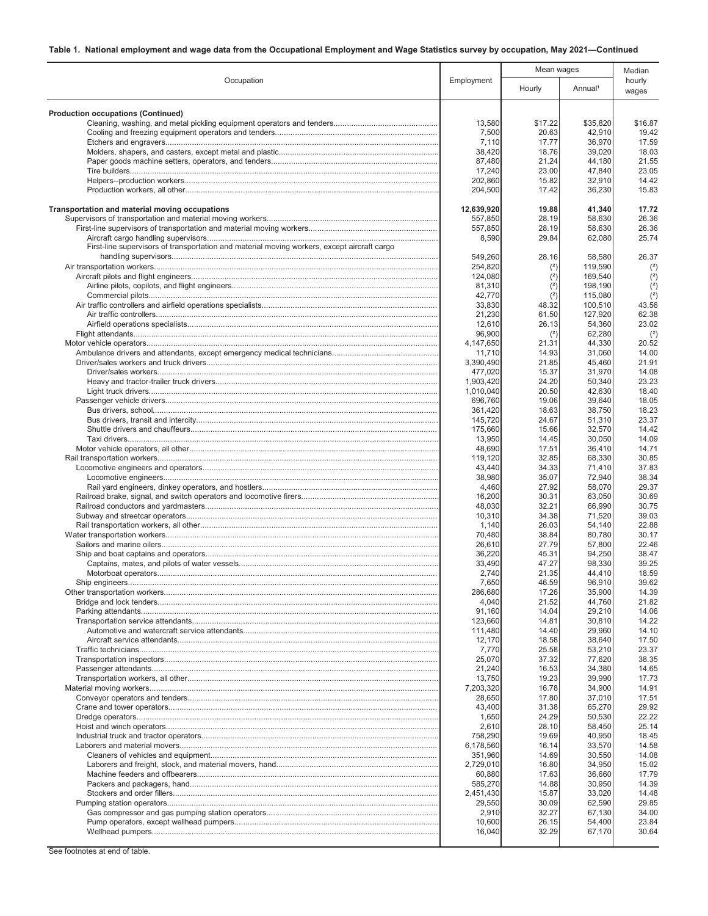**Table 1. National employment and wage data from the Occupational Employment and Wage Statistics survey by occupation, May 2021—Continued**

| Occupation | Employment | Mean wages | | Median hourly wages |
|---|---|---|---|---|
| | | Hourly | Annual[1] | |
| **Production occupations (Continued)** | | | | |
| Cleaning, washing, and metal pickling equipment operators and tenders | 13,580 | $17.22 | $35,820 | $16.87 |
| Cooling and freezing equipment operators and tenders | 7,500 | 20.63 | 42,910 | 19.42 |
| Etchers and engravers | 7,110 | 17.77 | 36,970 | 17.59 |
| Molders, shapers, and casters, except metal and plastic | 38,420 | 18.76 | 39,020 | 18.03 |
| Paper goods machine setters, operators, and tenders | 87,480 | 21.24 | 44,180 | 21.55 |
| Tire builders | 17,240 | 23.00 | 47,840 | 23.05 |
| Helpers--production workers | 202,860 | 15.82 | 32,910 | 14.42 |
| Production workers, all other | 204,500 | 17.42 | 36,230 | 15.83 |
| **Transportation and material moving occupations** | **12,639,920** | **19.88** | **41,340** | **17.72** |
| Supervisors of transportation and material moving workers | 557,850 | 28.19 | 58,630 | 26.36 |
| First-line supervisors of transportation and material moving workers | 557,850 | 28.19 | 58,630 | 26.36 |
| Aircraft cargo handling supervisors | 8,590 | 29.84 | 62,080 | 25.74 |
| First-line supervisors of transportation and material moving workers, except aircraft cargo handling supervisors | 549,260 | 28.16 | 58,580 | 26.37 |
| Air transportation workers | 254,820 | (2) | 119,590 | (2) |
| Aircraft pilots and flight engineers | 124,080 | (2) | 169,540 | (2) |
| Airline pilots, copilots, and flight engineers | 81,310 | (2) | 198,190 | (2) |
| Commercial pilots | 42,770 | (2) | 115,080 | (2) |
| Air traffic controllers and airfield operations specialists | 33,830 | 48.32 | 100,510 | 43.56 |
| Air traffic controllers | 21,230 | 61.50 | 127,920 | 62.38 |
| Airfield operations specialists | 12,610 | 26.13 | 54,360 | 23.02 |
| Flight attendants | 96,900 | (2) | 62,280 | (2) |
| Motor vehicle operators | 4,147,650 | 21.31 | 44,330 | 20.52 |
| Ambulance drivers and attendants, except emergency medical technicians | 11,710 | 14.93 | 31,060 | 14.00 |
| Driver/sales workers and truck drivers | 3,390,490 | 21.85 | 45,460 | 21.91 |
| Driver/sales workers | 477,020 | 15.37 | 31,970 | 14.08 |
| Heavy and tractor-trailer truck drivers | 1,903,420 | 24.20 | 50,340 | 23.23 |
| Light truck drivers | 1,010,040 | 20.50 | 42,630 | 18.40 |
| Passenger vehicle drivers | 696,760 | 19.06 | 39,640 | 18.05 |
| Bus drivers, school | 361,420 | 18.63 | 38,750 | 18.23 |
| Bus drivers, transit and intercity | 145,720 | 24.67 | 51,310 | 23.37 |
| Shuttle drivers and chauffeurs | 175,660 | 15.66 | 32,570 | 14.42 |
| Taxi drivers | 13,950 | 14.45 | 30,050 | 14.09 |
| Motor vehicle operators, all other | 48,690 | 17.51 | 36,410 | 14.71 |
| Rail transportation workers | 119,120 | 32.85 | 68,330 | 30.85 |
| Locomotive engineers and operators | 43,440 | 34.33 | 71,410 | 37.83 |
| Locomotive engineers | 38,980 | 35.07 | 72,940 | 38.34 |
| Rail yard engineers, dinkey operators, and hostlers | 4,460 | 27.92 | 58,070 | 29.37 |
| Railroad brake, signal, and switch operators and locomotive firers | 16,200 | 30.31 | 63,050 | 30.69 |
| Railroad conductors and yardmasters | 48,030 | 32.21 | 66,990 | 30.75 |
| Subway and streetcar operators | 10,310 | 34.38 | 71,520 | 39.03 |
| Rail transportation workers, all other | 1,140 | 26.03 | 54,140 | 22.88 |
| Water transportation workers | 70,480 | 38.84 | 80,780 | 30.17 |
| Sailors and marine oilers | 26,610 | 27.79 | 57,800 | 22.46 |
| Ship and boat captains and operators | 36,220 | 45.31 | 94,250 | 38.47 |
| Captains, mates, and pilots of water vessels | 33,490 | 47.27 | 98,330 | 39.25 |
| Motorboat operators | 2,740 | 21.35 | 44,410 | 18.59 |
| Ship engineers | 7,650 | 46.59 | 96,910 | 39.62 |
| Other transportation workers | 286,680 | 17.26 | 35,900 | 14.39 |
| Bridge and lock tenders | 4,040 | 21.52 | 44,760 | 21.82 |
| Parking attendants | 91,160 | 14.04 | 29,210 | 14.06 |
| Transportation service attendants | 123,660 | 14.81 | 30,810 | 14.22 |
| Automotive and watercraft service attendants | 111,480 | 14.40 | 29,960 | 14.10 |
| Aircraft service attendants | 12,170 | 18.58 | 38,640 | 17.50 |
| Traffic technicians | 7,770 | 25.58 | 53,210 | 23.37 |
| Transportation inspectors | 25,070 | 37.32 | 77,620 | 38.35 |
| Passenger attendants | 21,240 | 16.53 | 34,380 | 14.65 |
| Transportation workers, all other | 13,750 | 19.23 | 39,990 | 17.73 |
| Material moving workers | 7,203,320 | 16.78 | 34,900 | 14.91 |
| Conveyor operators and tenders | 28,650 | 17.80 | 37,010 | 17.51 |
| Crane and tower operators | 43,400 | 31.38 | 65,270 | 29.92 |
| Dredge operators | 1,650 | 24.29 | 50,530 | 22.22 |
| Hoist and winch operators | 2,610 | 28.10 | 58,450 | 25.14 |
| Industrial truck and tractor operators | 758,290 | 19.69 | 40,950 | 18.45 |
| Laborers and material movers | 6,178,560 | 16.14 | 33,570 | 14.58 |
| Cleaners of vehicles and equipment | 351,960 | 14.69 | 30,550 | 14.08 |
| Laborers and freight, stock, and material movers, hand | 2,729,010 | 16.80 | 34,950 | 15.02 |
| Machine feeders and offbearers | 60,880 | 17.63 | 36,660 | 17.79 |
| Packers and packagers, hand | 585,270 | 14.88 | 30,950 | 14.39 |
| Stockers and order fillers | 2,451,430 | 15.87 | 33,020 | 14.48 |
| Pumping station operators | 29,550 | 30.09 | 62,590 | 29.85 |
| Gas compressor and gas pumping station operators | 2,910 | 32.27 | 67,130 | 34.00 |
| Pump operators, except wellhead pumpers | 10,600 | 26.15 | 54,400 | 23.84 |
| Wellhead pumpers | 16,040 | 32.29 | 67,170 | 30.64 |

See footnotes at end of table.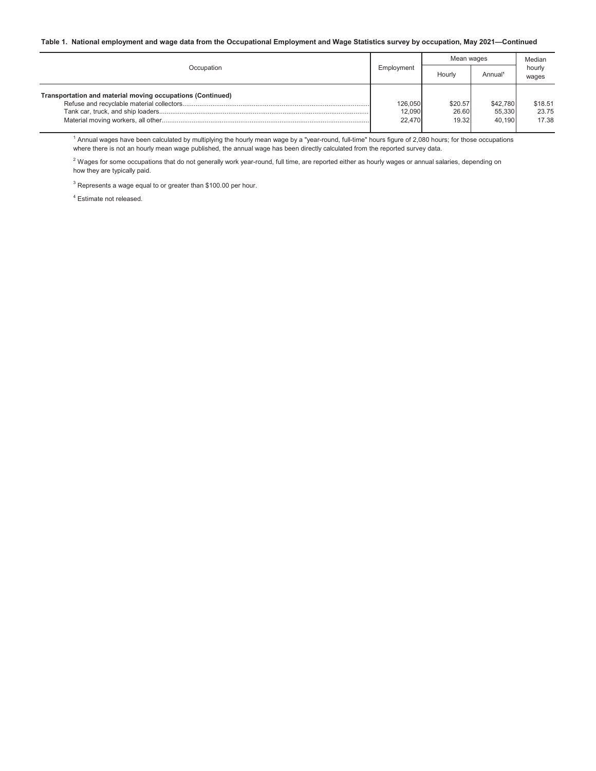**Table 1. National employment and wage data from the Occupational Employment and Wage Statistics survey by occupation, May 2021—Continued**

| Occupation | Employment | Mean wages | | Median hourly wages |
|---|---|---|---|---|
| | | Hourly | Annual[1] | |
| **Transportation and material moving occupations (Continued)** | | | | |
| Refuse and recyclable material collectors | 126,050 | $20.57 | $42,780 | $18.51 |
| Tank car, truck, and ship loaders | 12,090 | 26.60 | 55,330 | 23.75 |
| Material moving workers, all other | 22,470 | 19.32 | 40,190 | 17.38 |

[1] Annual wages have been calculated by multiplying the hourly mean wage by a "year-round, full-time" hours figure of 2,080 hours; for those occupations where there is not an hourly mean wage published, the annual wage has been directly calculated from the reported survey data.

[2] Wages for some occupations that do not generally work year-round, full time, are reported either as hourly wages or annual salaries, depending on how they are typically paid.

[3] Represents a wage equal to or greater than $100.00 per hour.

[4] Estimate not released.